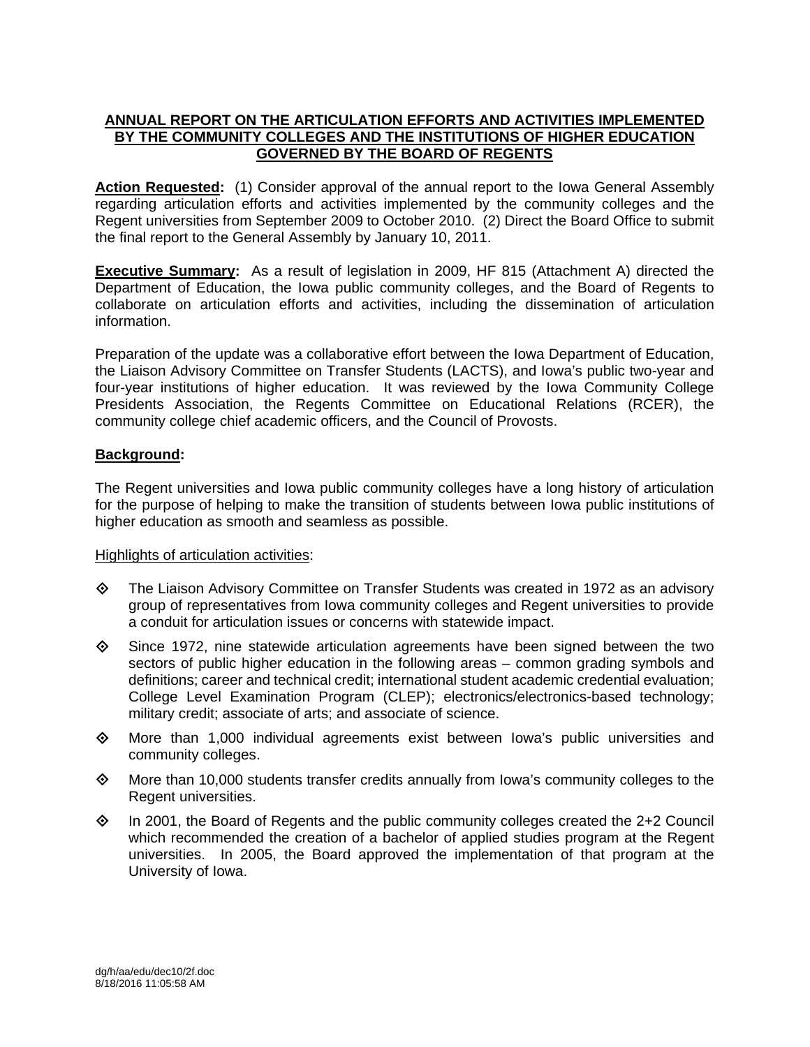# ANNUAL REPORT ON THE ARTICULATION EFFORTS AND ACTIVITIES IMPLEMENTED BY THE COMMUNITY COLLEGES AND THE INSTITUTIONS OF HIGHER EDUCATION GOVERNED BY THE BOARD OF REGENTS

**Action Requested:** (1) Consider approval of the annual report to the Iowa General Assembly regarding articulation efforts and activities implemented by the community colleges and the Regent universities from September 2009 to October 2010. (2) Direct the Board Office to submit the final report to the General Assembly by January 10, 2011.

**Executive Summary:** As a result of legislation in 2009, HF 815 (Attachment A) directed the Department of Education, the Iowa public community colleges, and the Board of Regents to collaborate on articulation efforts and activities, including the dissemination of articulation information.

Preparation of the update was a collaborative effort between the Iowa Department of Education, the Liaison Advisory Committee on Transfer Students (LACTS), and Iowa's public two-year and four-year institutions of higher education. It was reviewed by the Iowa Community College Presidents Association, the Regents Committee on Educational Relations (RCER), the community college chief academic officers, and the Council of Provosts.

## Background:

The Regent universities and Iowa public community colleges have a long history of articulation for the purpose of helping to make the transition of students between Iowa public institutions of higher education as smooth and seamless as possible.

Highlights of articulation activities:

- The Liaison Advisory Committee on Transfer Students was created in 1972 as an advisory group of representatives from Iowa community colleges and Regent universities to provide a conduit for articulation issues or concerns with statewide impact.
- Since 1972, nine statewide articulation agreements have been signed between the two sectors of public higher education in the following areas – common grading symbols and definitions; career and technical credit; international student academic credential evaluation; College Level Examination Program (CLEP); electronics/electronics-based technology; military credit; associate of arts; and associate of science.
- More than 1,000 individual agreements exist between Iowa's public universities and community colleges.
- More than 10,000 students transfer credits annually from Iowa's community colleges to the Regent universities.
- In 2001, the Board of Regents and the public community colleges created the 2+2 Council which recommended the creation of a bachelor of applied studies program at the Regent universities. In 2005, the Board approved the implementation of that program at the University of Iowa.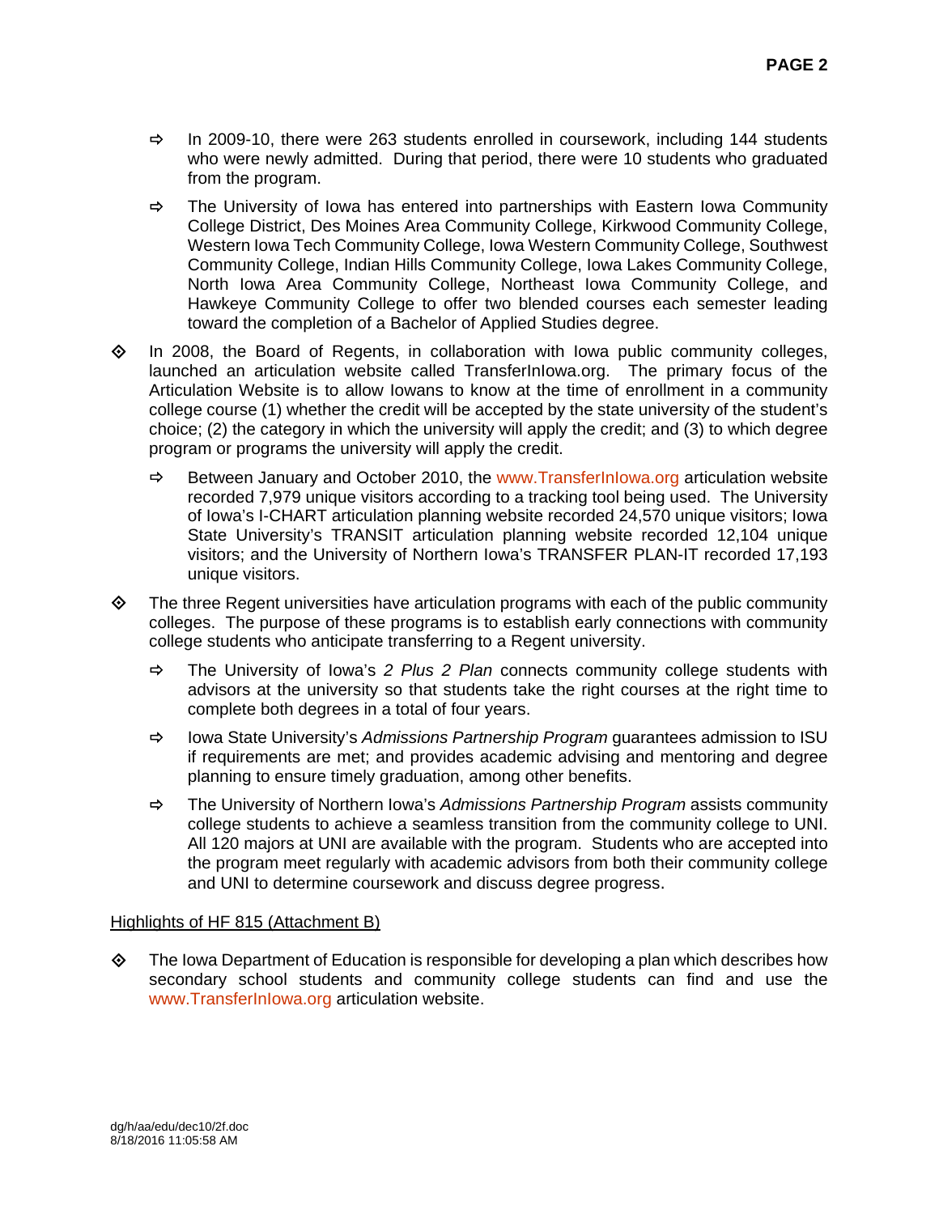- In 2009-10, there were 263 students enrolled in coursework, including 144 students who were newly admitted. During that period, there were 10 students who graduated from the program.
- The University of Iowa has entered into partnerships with Eastern Iowa Community College District, Des Moines Area Community College, Kirkwood Community College, Western Iowa Tech Community College, Iowa Western Community College, Southwest Community College, Indian Hills Community College, Iowa Lakes Community College, North Iowa Area Community College, Northeast Iowa Community College, and Hawkeye Community College to offer two blended courses each semester leading toward the completion of a Bachelor of Applied Studies degree.

- In 2008, the Board of Regents, in collaboration with Iowa public community colleges, launched an articulation website called TransferInIowa.org. The primary focus of the Articulation Website is to allow Iowans to know at the time of enrollment in a community college course (1) whether the credit will be accepted by the state university of the student's choice; (2) the category in which the university will apply the credit; and (3) to which degree program or programs the university will apply the credit.
  - Between January and October 2010, the www.TransferInIowa.org articulation website recorded 7,979 unique visitors according to a tracking tool being used. The University of Iowa's I-CHART articulation planning website recorded 24,570 unique visitors; Iowa State University's TRANSIT articulation planning website recorded 12,104 unique visitors; and the University of Northern Iowa's TRANSFER PLAN-IT recorded 17,193 unique visitors.

- The three Regent universities have articulation programs with each of the public community colleges. The purpose of these programs is to establish early connections with community college students who anticipate transferring to a Regent university.
  - The University of Iowa's *2 Plus 2 Plan* connects community college students with advisors at the university so that students take the right courses at the right time to complete both degrees in a total of four years.
  - Iowa State University's *Admissions Partnership Program* guarantees admission to ISU if requirements are met; and provides academic advising and mentoring and degree planning to ensure timely graduation, among other benefits.
  - The University of Northern Iowa's *Admissions Partnership Program* assists community college students to achieve a seamless transition from the community college to UNI. All 120 majors at UNI are available with the program. Students who are accepted into the program meet regularly with academic advisors from both their community college and UNI to determine coursework and discuss degree progress.

Highlights of HF 815 (Attachment B)

- The Iowa Department of Education is responsible for developing a plan which describes how secondary school students and community college students can find and use the www.TransferInIowa.org articulation website.

dg/h/aa/edu/dec10/2f.doc
8/18/2016 11:05:58 AM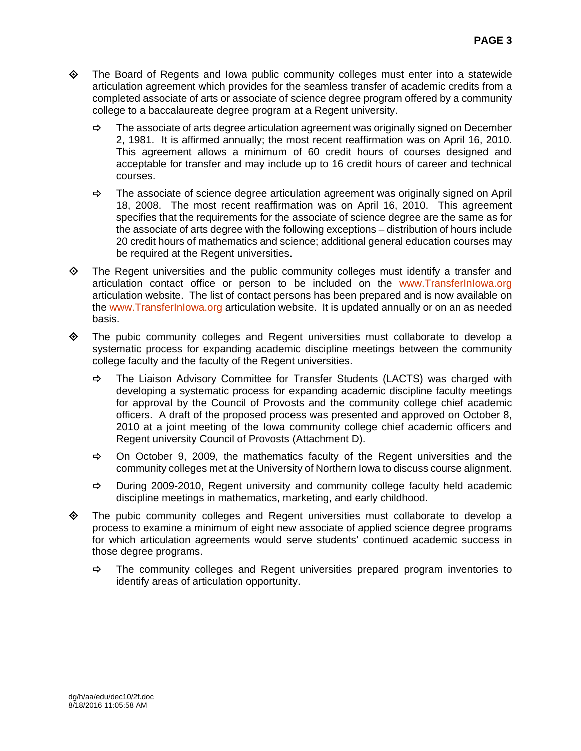- The Board of Regents and Iowa public community colleges must enter into a statewide articulation agreement which provides for the seamless transfer of academic credits from a completed associate of arts or associate of science degree program offered by a community college to a baccalaureate degree program at a Regent university.
  - The associate of arts degree articulation agreement was originally signed on December 2, 1981. It is affirmed annually; the most recent reaffirmation was on April 16, 2010. This agreement allows a minimum of 60 credit hours of courses designed and acceptable for transfer and may include up to 16 credit hours of career and technical courses.
  - The associate of science degree articulation agreement was originally signed on April 18, 2008. The most recent reaffirmation was on April 16, 2010. This agreement specifies that the requirements for the associate of science degree are the same as for the associate of arts degree with the following exceptions – distribution of hours include 20 credit hours of mathematics and science; additional general education courses may be required at the Regent universities.
- The Regent universities and the public community colleges must identify a transfer and articulation contact office or person to be included on the www.TransferInIowa.org articulation website. The list of contact persons has been prepared and is now available on the www.TransferInIowa.org articulation website. It is updated annually or on an as needed basis.
- The pubic community colleges and Regent universities must collaborate to develop a systematic process for expanding academic discipline meetings between the community college faculty and the faculty of the Regent universities.
  - The Liaison Advisory Committee for Transfer Students (LACTS) was charged with developing a systematic process for expanding academic discipline faculty meetings for approval by the Council of Provosts and the community college chief academic officers. A draft of the proposed process was presented and approved on October 8, 2010 at a joint meeting of the Iowa community college chief academic officers and Regent university Council of Provosts (Attachment D).
  - On October 9, 2009, the mathematics faculty of the Regent universities and the community colleges met at the University of Northern Iowa to discuss course alignment.
  - During 2009-2010, Regent university and community college faculty held academic discipline meetings in mathematics, marketing, and early childhood.
- The pubic community colleges and Regent universities must collaborate to develop a process to examine a minimum of eight new associate of applied science degree programs for which articulation agreements would serve students' continued academic success in those degree programs.
  - The community colleges and Regent universities prepared program inventories to identify areas of articulation opportunity.

dg/h/aa/edu/dec10/2f.doc
8/18/2016 11:05:58 AM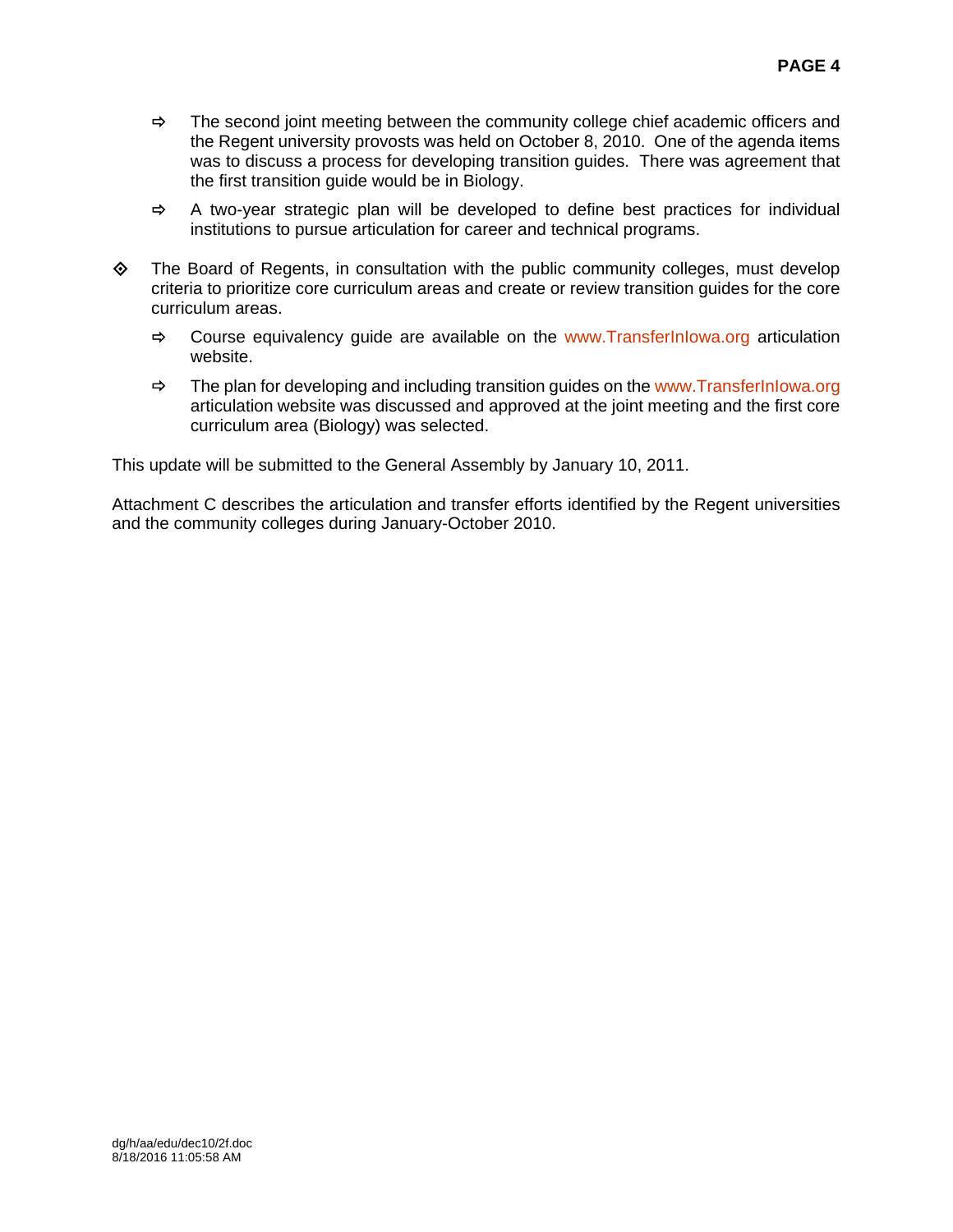- The second joint meeting between the community college chief academic officers and the Regent university provosts was held on October 8, 2010. One of the agenda items was to discuss a process for developing transition guides. There was agreement that the first transition guide would be in Biology.

- A two-year strategic plan will be developed to define best practices for individual institutions to pursue articulation for career and technical programs.

- The Board of Regents, in consultation with the public community colleges, must develop criteria to prioritize core curriculum areas and create or review transition guides for the core curriculum areas.

  - Course equivalency guide are available on the www.TransferInIowa.org articulation website.

  - The plan for developing and including transition guides on the www.TransferInIowa.org articulation website was discussed and approved at the joint meeting and the first core curriculum area (Biology) was selected.

This update will be submitted to the General Assembly by January 10, 2011.

Attachment C describes the articulation and transfer efforts identified by the Regent universities and the community colleges during January-October 2010.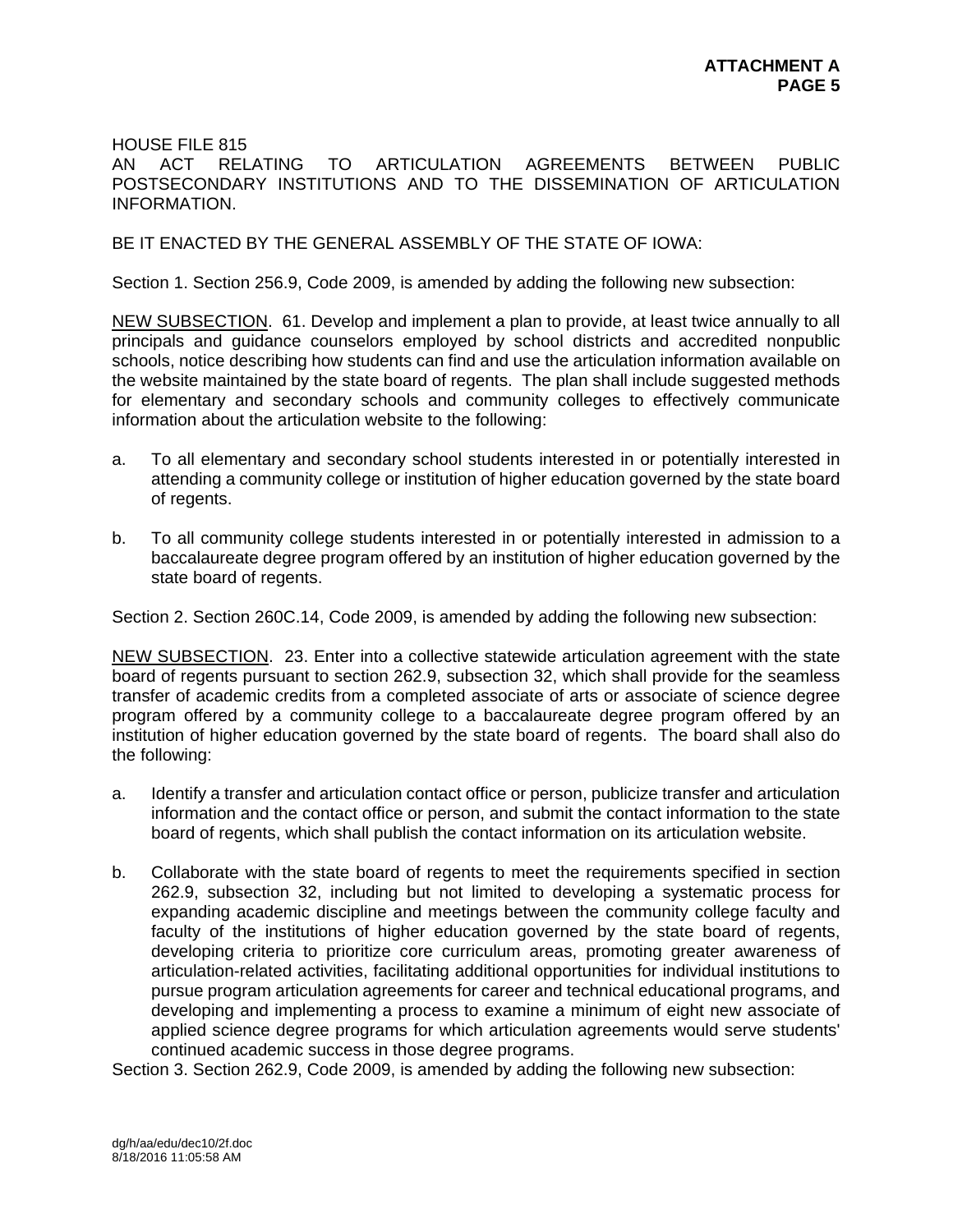**ATTACHMENT A**
**PAGE 5**

HOUSE FILE 815
AN ACT RELATING TO ARTICULATION AGREEMENTS BETWEEN PUBLIC POSTSECONDARY INSTITUTIONS AND TO THE DISSEMINATION OF ARTICULATION INFORMATION.

BE IT ENACTED BY THE GENERAL ASSEMBLY OF THE STATE OF IOWA:

Section 1. Section 256.9, Code 2009, is amended by adding the following new subsection:

<u>NEW SUBSECTION</u>. 61. Develop and implement a plan to provide, at least twice annually to all principals and guidance counselors employed by school districts and accredited nonpublic schools, notice describing how students can find and use the articulation information available on the website maintained by the state board of regents. The plan shall include suggested methods for elementary and secondary schools and community colleges to effectively communicate information about the articulation website to the following:

a. To all elementary and secondary school students interested in or potentially interested in attending a community college or institution of higher education governed by the state board of regents.

b. To all community college students interested in or potentially interested in admission to a baccalaureate degree program offered by an institution of higher education governed by the state board of regents.

Section 2. Section 260C.14, Code 2009, is amended by adding the following new subsection:

<u>NEW SUBSECTION</u>. 23. Enter into a collective statewide articulation agreement with the state board of regents pursuant to section 262.9, subsection 32, which shall provide for the seamless transfer of academic credits from a completed associate of arts or associate of science degree program offered by a community college to a baccalaureate degree program offered by an institution of higher education governed by the state board of regents. The board shall also do the following:

a. Identify a transfer and articulation contact office or person, publicize transfer and articulation information and the contact office or person, and submit the contact information to the state board of regents, which shall publish the contact information on its articulation website.

b. Collaborate with the state board of regents to meet the requirements specified in section 262.9, subsection 32, including but not limited to developing a systematic process for expanding academic discipline and meetings between the community college faculty and faculty of the institutions of higher education governed by the state board of regents, developing criteria to prioritize core curriculum areas, promoting greater awareness of articulation-related activities, facilitating additional opportunities for individual institutions to pursue program articulation agreements for career and technical educational programs, and developing and implementing a process to examine a minimum of eight new associate of applied science degree programs for which articulation agreements would serve students' continued academic success in those degree programs.

Section 3. Section 262.9, Code 2009, is amended by adding the following new subsection:

dg/h/aa/edu/dec10/2f.doc
8/18/2016 11:05:58 AM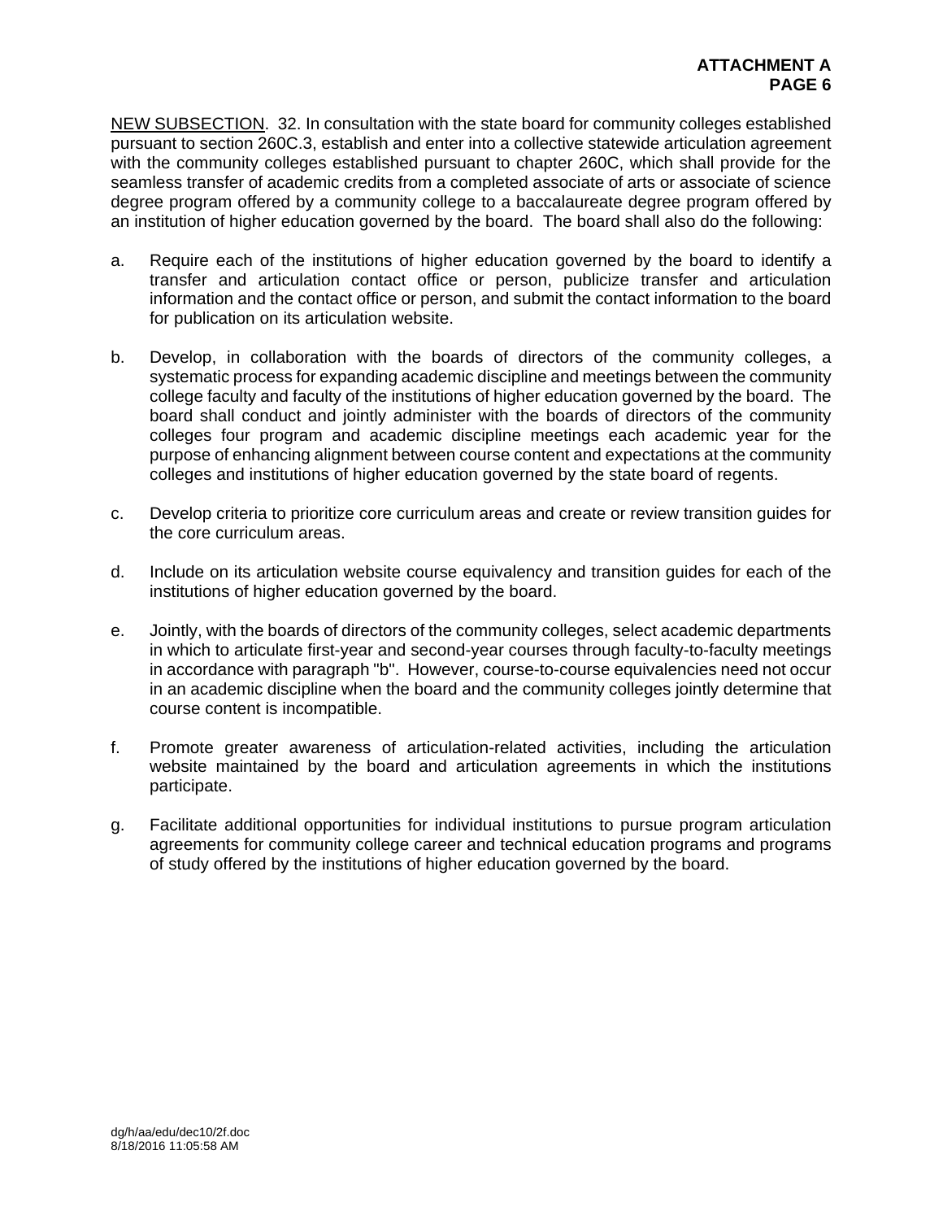NEW SUBSECTION. 32. In consultation with the state board for community colleges established pursuant to section 260C.3, establish and enter into a collective statewide articulation agreement with the community colleges established pursuant to chapter 260C, which shall provide for the seamless transfer of academic credits from a completed associate of arts or associate of science degree program offered by a community college to a baccalaureate degree program offered by an institution of higher education governed by the board. The board shall also do the following:

a. Require each of the institutions of higher education governed by the board to identify a transfer and articulation contact office or person, publicize transfer and articulation information and the contact office or person, and submit the contact information to the board for publication on its articulation website.

b. Develop, in collaboration with the boards of directors of the community colleges, a systematic process for expanding academic discipline and meetings between the community college faculty and faculty of the institutions of higher education governed by the board. The board shall conduct and jointly administer with the boards of directors of the community colleges four program and academic discipline meetings each academic year for the purpose of enhancing alignment between course content and expectations at the community colleges and institutions of higher education governed by the state board of regents.

c. Develop criteria to prioritize core curriculum areas and create or review transition guides for the core curriculum areas.

d. Include on its articulation website course equivalency and transition guides for each of the institutions of higher education governed by the board.

e. Jointly, with the boards of directors of the community colleges, select academic departments in which to articulate first-year and second-year courses through faculty-to-faculty meetings in accordance with paragraph "b". However, course-to-course equivalencies need not occur in an academic discipline when the board and the community colleges jointly determine that course content is incompatible.

f. Promote greater awareness of articulation-related activities, including the articulation website maintained by the board and articulation agreements in which the institutions participate.

g. Facilitate additional opportunities for individual institutions to pursue program articulation agreements for community college career and technical education programs and programs of study offered by the institutions of higher education governed by the board.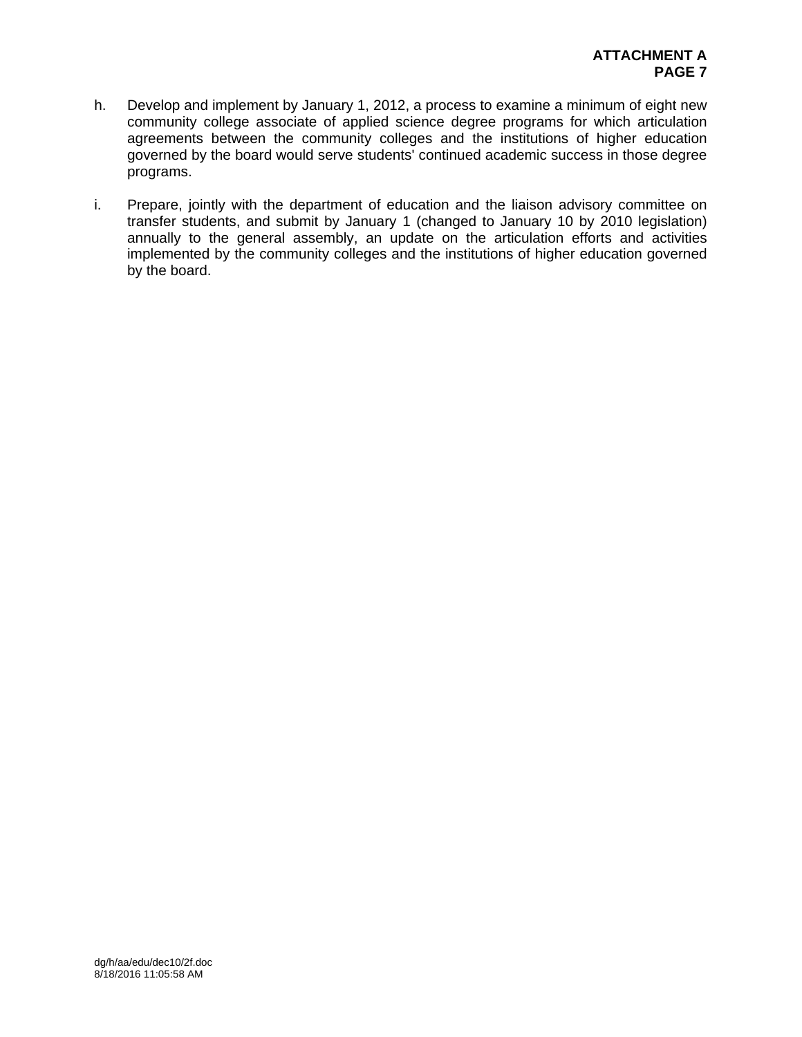h. Develop and implement by January 1, 2012, a process to examine a minimum of eight new community college associate of applied science degree programs for which articulation agreements between the community colleges and the institutions of higher education governed by the board would serve students' continued academic success in those degree programs.

i. Prepare, jointly with the department of education and the liaison advisory committee on transfer students, and submit by January 1 (changed to January 10 by 2010 legislation) annually to the general assembly, an update on the articulation efforts and activities implemented by the community colleges and the institutions of higher education governed by the board.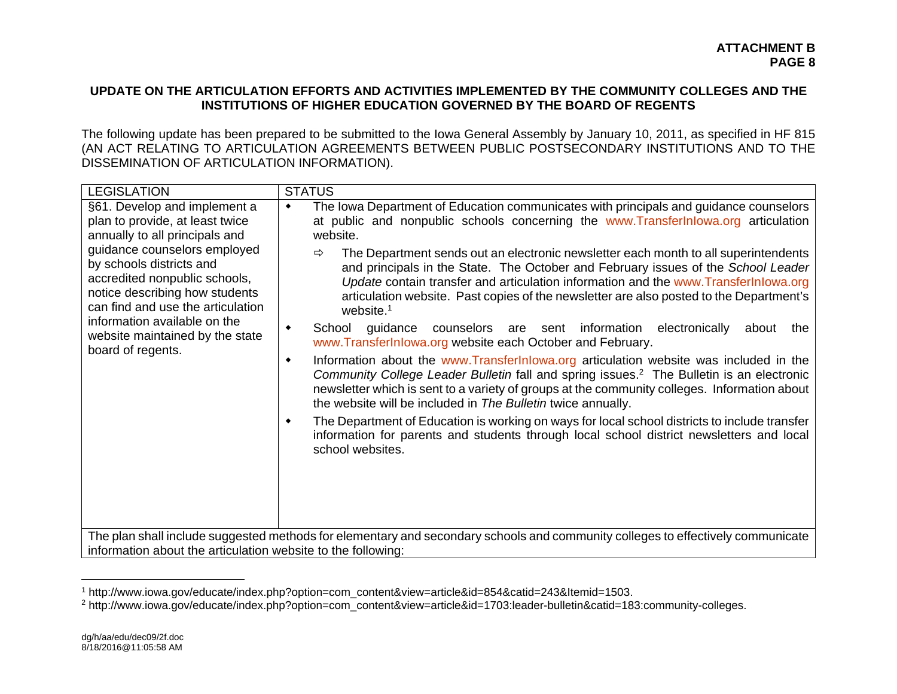**UPDATE ON THE ARTICULATION EFFORTS AND ACTIVITIES IMPLEMENTED BY THE COMMUNITY COLLEGES AND THE INSTITUTIONS OF HIGHER EDUCATION GOVERNED BY THE BOARD OF REGENTS**

The following update has been prepared to be submitted to the Iowa General Assembly by January 10, 2011, as specified in HF 815 (AN ACT RELATING TO ARTICULATION AGREEMENTS BETWEEN PUBLIC POSTSECONDARY INSTITUTIONS AND TO THE DISSEMINATION OF ARTICULATION INFORMATION).

| LEGISLATION | STATUS |
| --- | --- |
| §61. Develop and implement a plan to provide, at least twice annually to all principals and guidance counselors employed by schools districts and accredited nonpublic schools, notice describing how students can find and use the articulation information available on the website maintained by the state board of regents. | • The Iowa Department of Education communicates with principals and guidance counselors at public and nonpublic schools concerning the www.TransferInIowa.org articulation website.<br>⇨ The Department sends out an electronic newsletter each month to all superintendents and principals in the State. The October and February issues of the *School Leader Update* contain transfer and articulation information and the www.TransferInIowa.org articulation website. Past copies of the newsletter are also posted to the Department's website.[1]<br>• School guidance counselors are sent information electronically about the www.TransferInIowa.org website each October and February.<br>• Information about the www.TransferInIowa.org articulation website was included in the *Community College Leader Bulletin* fall and spring issues.[2] The Bulletin is an electronic newsletter which is sent to a variety of groups at the community colleges. Information about the website will be included in *The Bulletin* twice annually.<br>• The Department of Education is working on ways for local school districts to include transfer information for parents and students through local school district newsletters and local school websites. |
| The plan shall include suggested methods for elementary and secondary schools and community colleges to effectively communicate information about the articulation website to the following: | |

[1] http://www.iowa.gov/educate/index.php?option=com_content&view=article&id=854&catid=243&Itemid=1503.

[2] http://www.iowa.gov/educate/index.php?option=com_content&view=article&id=1703:leader-bulletin&catid=183:community-colleges.

dg/h/aa/edu/dec09/2f.doc
8/18/2016@11:05:58 AM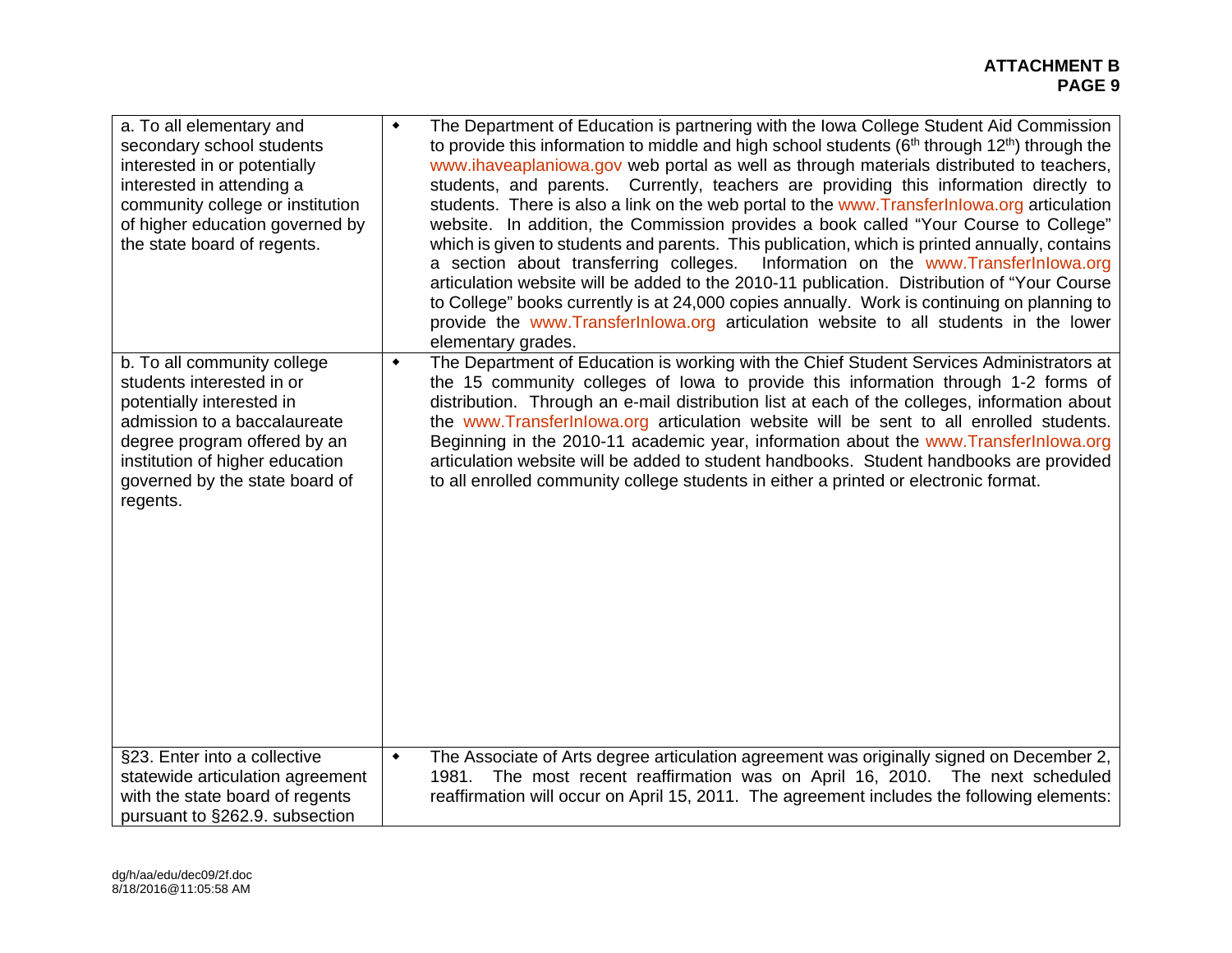| | |
|---|---|
| a. To all elementary and secondary school students interested in or potentially interested in attending a community college or institution of higher education governed by the state board of regents. | ◆ The Department of Education is partnering with the Iowa College Student Aid Commission to provide this information to middle and high school students (6th through 12th) through the www.ihaveaplaniowa.gov web portal as well as through materials distributed to teachers, students, and parents. Currently, teachers are providing this information directly to students. There is also a link on the web portal to the www.TransferInIowa.org articulation website. In addition, the Commission provides a book called "Your Course to College" which is given to students and parents. This publication, which is printed annually, contains a section about transferring colleges. Information on the www.TransferInIowa.org articulation website will be added to the 2010-11 publication. Distribution of "Your Course to College" books currently is at 24,000 copies annually. Work is continuing on planning to provide the www.TransferInIowa.org articulation website to all students in the lower elementary grades. |
| b. To all community college students interested in or potentially interested in admission to a baccalaureate degree program offered by an institution of higher education governed by the state board of regents. | ◆ The Department of Education is working with the Chief Student Services Administrators at the 15 community colleges of Iowa to provide this information through 1-2 forms of distribution. Through an e-mail distribution list at each of the colleges, information about the www.TransferInIowa.org articulation website will be sent to all enrolled students. Beginning in the 2010-11 academic year, information about the www.TransferInIowa.org articulation website will be added to student handbooks. Student handbooks are provided to all enrolled community college students in either a printed or electronic format. |
| §23. Enter into a collective statewide articulation agreement with the state board of regents pursuant to §262.9. subsection | ◆ The Associate of Arts degree articulation agreement was originally signed on December 2, 1981. The most recent reaffirmation was on April 16, 2010. The next scheduled reaffirmation will occur on April 15, 2011. The agreement includes the following elements: |

dg/h/aa/edu/dec09/2f.doc
8/18/2016@11:05:58 AM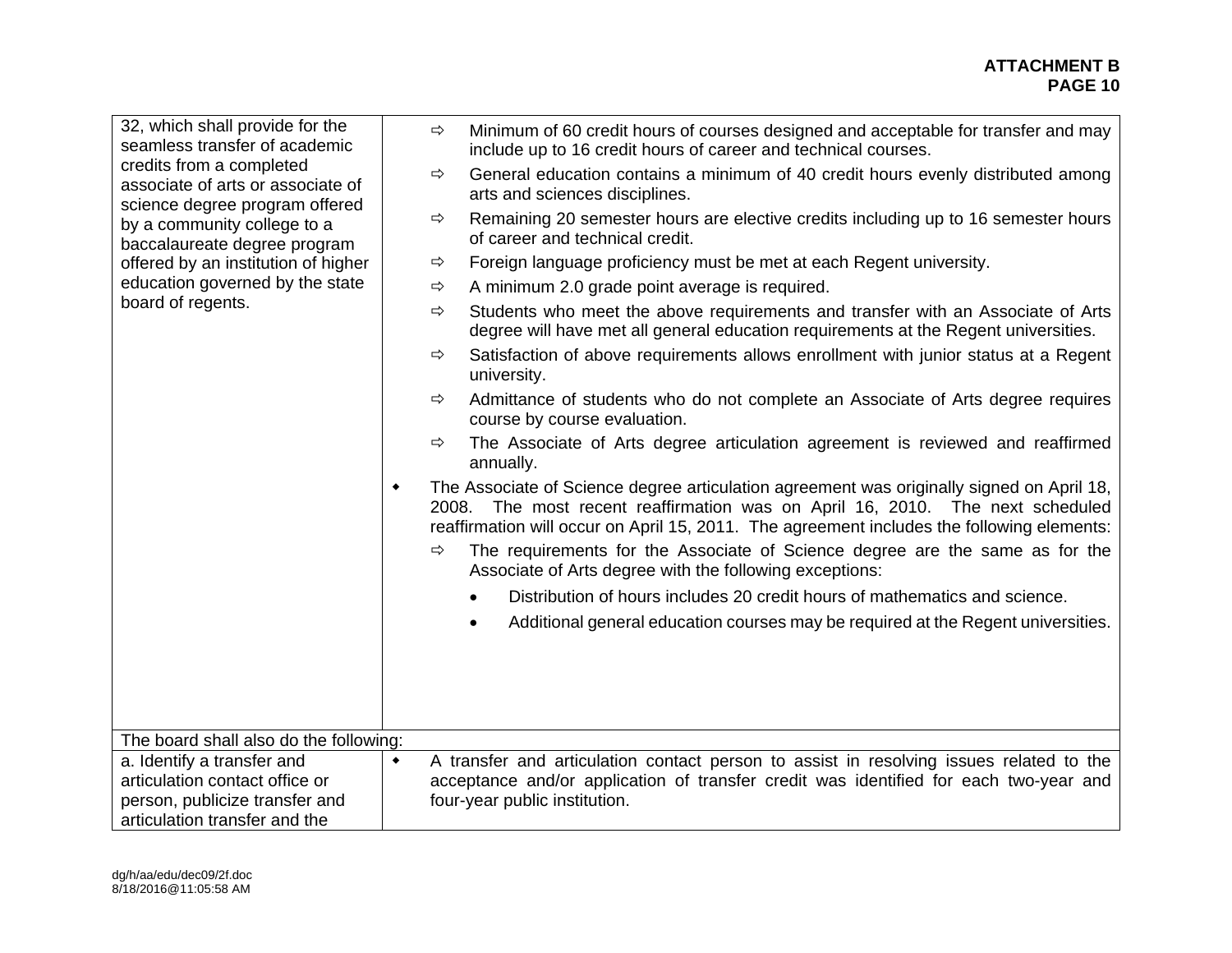| | |
|---|---|
| 32, which shall provide for the seamless transfer of academic credits from a completed associate of arts or associate of science degree program offered by a community college to a baccalaureate degree program offered by an institution of higher education governed by the state board of regents. | ⇨ Minimum of 60 credit hours of courses designed and acceptable for transfer and may include up to 16 credit hours of career and technical courses.<br>⇨ General education contains a minimum of 40 credit hours evenly distributed among arts and sciences disciplines.<br>⇨ Remaining 20 semester hours are elective credits including up to 16 semester hours of career and technical credit.<br>⇨ Foreign language proficiency must be met at each Regent university.<br>⇨ A minimum 2.0 grade point average is required.<br>⇨ Students who meet the above requirements and transfer with an Associate of Arts degree will have met all general education requirements at the Regent universities.<br>⇨ Satisfaction of above requirements allows enrollment with junior status at a Regent university.<br>⇨ Admittance of students who do not complete an Associate of Arts degree requires course by course evaluation.<br>⇨ The Associate of Arts degree articulation agreement is reviewed and reaffirmed annually.<br>◆ The Associate of Science degree articulation agreement was originally signed on April 18, 2008. The most recent reaffirmation was on April 16, 2010. The next scheduled reaffirmation will occur on April 15, 2011. The agreement includes the following elements:<br>⇨ The requirements for the Associate of Science degree are the same as for the Associate of Arts degree with the following exceptions:<br>• Distribution of hours includes 20 credit hours of mathematics and science.<br>• Additional general education courses may be required at the Regent universities. |
| The board shall also do the following: | |
| a. Identify a transfer and articulation contact office or person, publicize transfer and articulation transfer and the | ◆ A transfer and articulation contact person to assist in resolving issues related to the acceptance and/or application of transfer credit was identified for each two-year and four-year public institution. |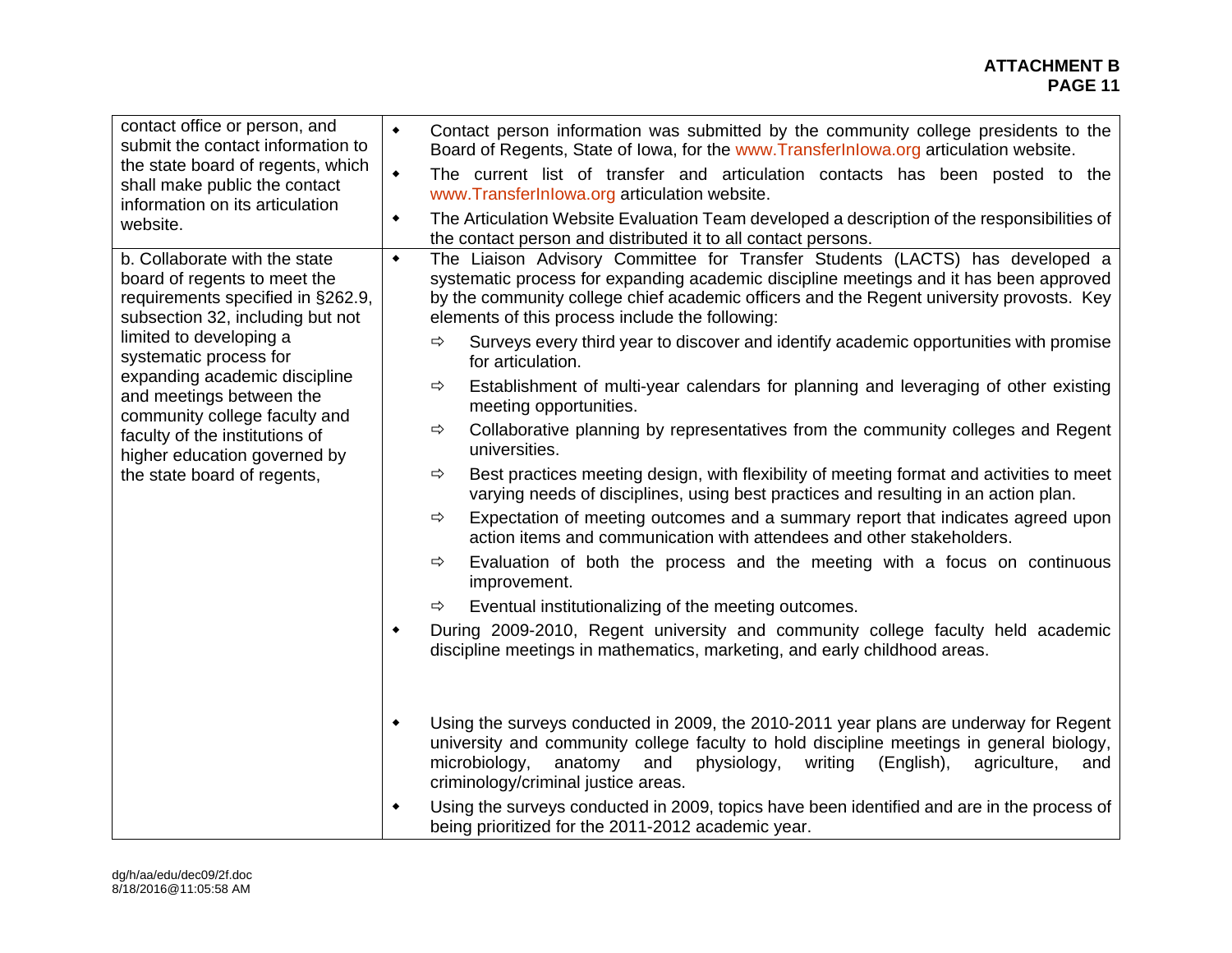| | |
|---|---|
| contact office or person, and submit the contact information to the state board of regents, which shall make public the contact information on its articulation website. | • Contact person information was submitted by the community college presidents to the Board of Regents, State of Iowa, for the www.TransferInIowa.org articulation website.<br>• The current list of transfer and articulation contacts has been posted to the www.TransferInIowa.org articulation website.<br>• The Articulation Website Evaluation Team developed a description of the responsibilities of the contact person and distributed it to all contact persons. |
| b. Collaborate with the state board of regents to meet the requirements specified in §262.9, subsection 32, including but not limited to developing a systematic process for expanding academic discipline and meetings between the community college faculty and faculty of the institutions of higher education governed by the state board of regents, | • The Liaison Advisory Committee for Transfer Students (LACTS) has developed a systematic process for expanding academic discipline meetings and it has been approved by the community college chief academic officers and the Regent university provosts. Key elements of this process include the following:<br>⇨ Surveys every third year to discover and identify academic opportunities with promise for articulation.<br>⇨ Establishment of multi-year calendars for planning and leveraging of other existing meeting opportunities.<br>⇨ Collaborative planning by representatives from the community colleges and Regent universities.<br>⇨ Best practices meeting design, with flexibility of meeting format and activities to meet varying needs of disciplines, using best practices and resulting in an action plan.<br>⇨ Expectation of meeting outcomes and a summary report that indicates agreed upon action items and communication with attendees and other stakeholders.<br>⇨ Evaluation of both the process and the meeting with a focus on continuous improvement.<br>⇨ Eventual institutionalizing of the meeting outcomes.<br>• During 2009-2010, Regent university and community college faculty held academic discipline meetings in mathematics, marketing, and early childhood areas.<br>• Using the surveys conducted in 2009, the 2010-2011 year plans are underway for Regent university and community college faculty to hold discipline meetings in general biology, microbiology, anatomy and physiology, writing (English), agriculture, and criminology/criminal justice areas.<br>• Using the surveys conducted in 2009, topics have been identified and are in the process of being prioritized for the 2011-2012 academic year. |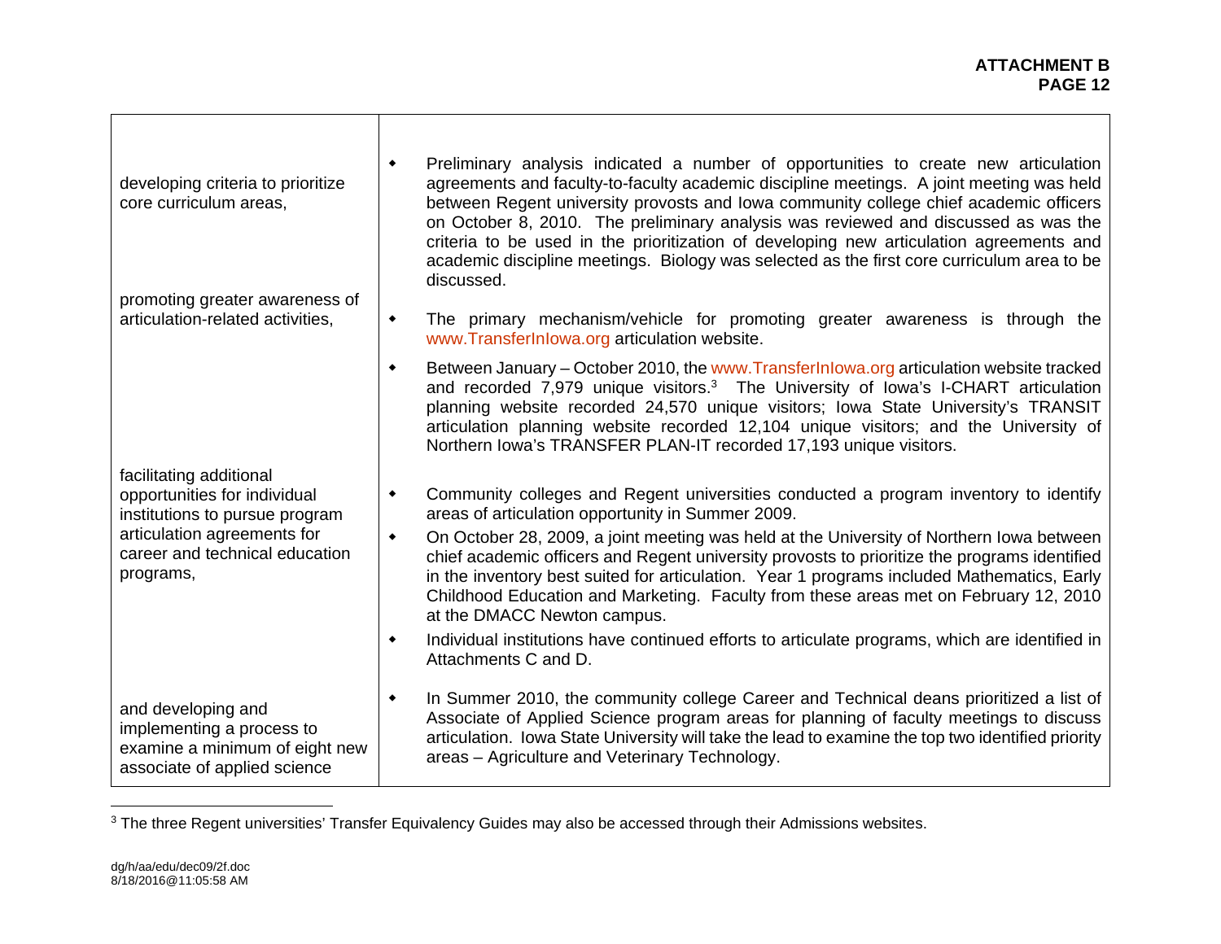| | |
|---|---|
| developing criteria to prioritize core curriculum areas, | • Preliminary analysis indicated a number of opportunities to create new articulation agreements and faculty-to-faculty academic discipline meetings. A joint meeting was held between Regent university provosts and Iowa community college chief academic officers on October 8, 2010. The preliminary analysis was reviewed and discussed as was the criteria to be used in the prioritization of developing new articulation agreements and academic discipline meetings. Biology was selected as the first core curriculum area to be discussed. |
| promoting greater awareness of articulation-related activities, | • The primary mechanism/vehicle for promoting greater awareness is through the www.TransferInIowa.org articulation website.<br>• Between January – October 2010, the www.TransferInIowa.org articulation website tracked and recorded 7,979 unique visitors.[3] The University of Iowa's I-CHART articulation planning website recorded 24,570 unique visitors; Iowa State University's TRANSIT articulation planning website recorded 12,104 unique visitors; and the University of Northern Iowa's TRANSFER PLAN-IT recorded 17,193 unique visitors. |
| facilitating additional opportunities for individual institutions to pursue program articulation agreements for career and technical education programs, | • Community colleges and Regent universities conducted a program inventory to identify areas of articulation opportunity in Summer 2009.<br>• On October 28, 2009, a joint meeting was held at the University of Northern Iowa between chief academic officers and Regent university provosts to prioritize the programs identified in the inventory best suited for articulation. Year 1 programs included Mathematics, Early Childhood Education and Marketing. Faculty from these areas met on February 12, 2010 at the DMACC Newton campus.<br>• Individual institutions have continued efforts to articulate programs, which are identified in Attachments C and D. |
| and developing and implementing a process to examine a minimum of eight new associate of applied science | • In Summer 2010, the community college Career and Technical deans prioritized a list of Associate of Applied Science program areas for planning of faculty meetings to discuss articulation. Iowa State University will take the lead to examine the top two identified priority areas – Agriculture and Veterinary Technology. |

[3] The three Regent universities' Transfer Equivalency Guides may also be accessed through their Admissions websites.

dg/h/aa/edu/dec09/2f.doc
8/18/2016@11:05:58 AM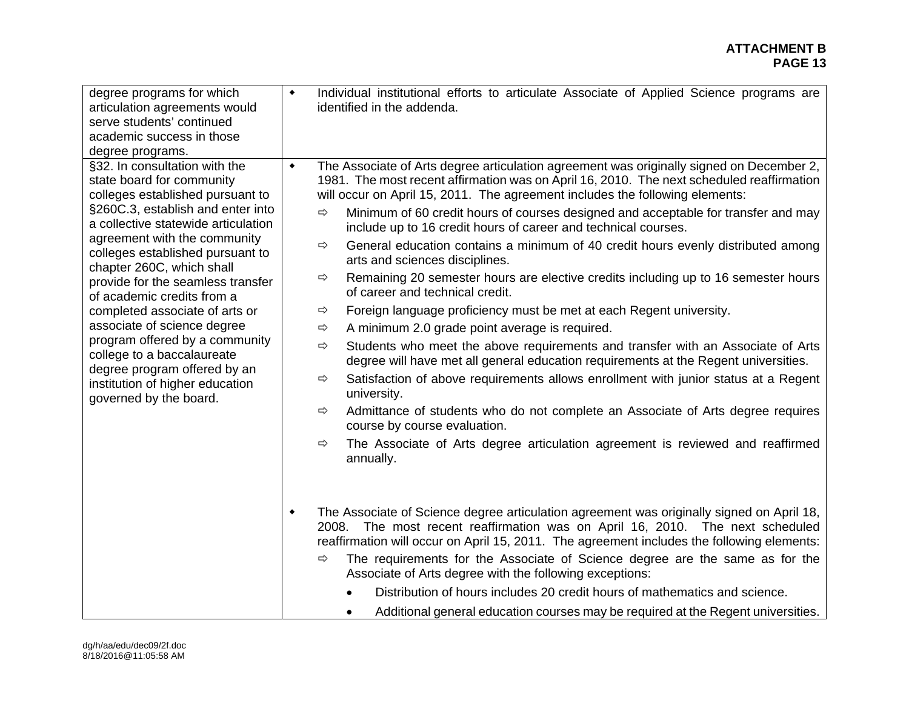| | |
|---|---|
| degree programs for which articulation agreements would serve students' continued academic success in those degree programs. | ◆ Individual institutional efforts to articulate Associate of Applied Science programs are identified in the addenda. |
| §32. In consultation with the state board for community colleges established pursuant to §260C.3, establish and enter into a collective statewide articulation agreement with the community colleges established pursuant to chapter 260C, which shall provide for the seamless transfer of academic credits from a completed associate of arts or associate of science degree program offered by a community college to a baccalaureate degree program offered by an institution of higher education governed by the board. | ◆ The Associate of Arts degree articulation agreement was originally signed on December 2, 1981. The most recent affirmation was on April 16, 2010. The next scheduled reaffirmation will occur on April 15, 2011. The agreement includes the following elements:<br>⇨ Minimum of 60 credit hours of courses designed and acceptable for transfer and may include up to 16 credit hours of career and technical courses.<br>⇨ General education contains a minimum of 40 credit hours evenly distributed among arts and sciences disciplines.<br>⇨ Remaining 20 semester hours are elective credits including up to 16 semester hours of career and technical credit.<br>⇨ Foreign language proficiency must be met at each Regent university.<br>⇨ A minimum 2.0 grade point average is required.<br>⇨ Students who meet the above requirements and transfer with an Associate of Arts degree will have met all general education requirements at the Regent universities.<br>⇨ Satisfaction of above requirements allows enrollment with junior status at a Regent university.<br>⇨ Admittance of students who do not complete an Associate of Arts degree requires course by course evaluation.<br>⇨ The Associate of Arts degree articulation agreement is reviewed and reaffirmed annually.<br><br>◆ The Associate of Science degree articulation agreement was originally signed on April 18, 2008. The most recent reaffirmation was on April 16, 2010. The next scheduled reaffirmation will occur on April 15, 2011. The agreement includes the following elements:<br>⇨ The requirements for the Associate of Science degree are the same as for the Associate of Arts degree with the following exceptions:<br>• Distribution of hours includes 20 credit hours of mathematics and science.<br>• Additional general education courses may be required at the Regent universities. |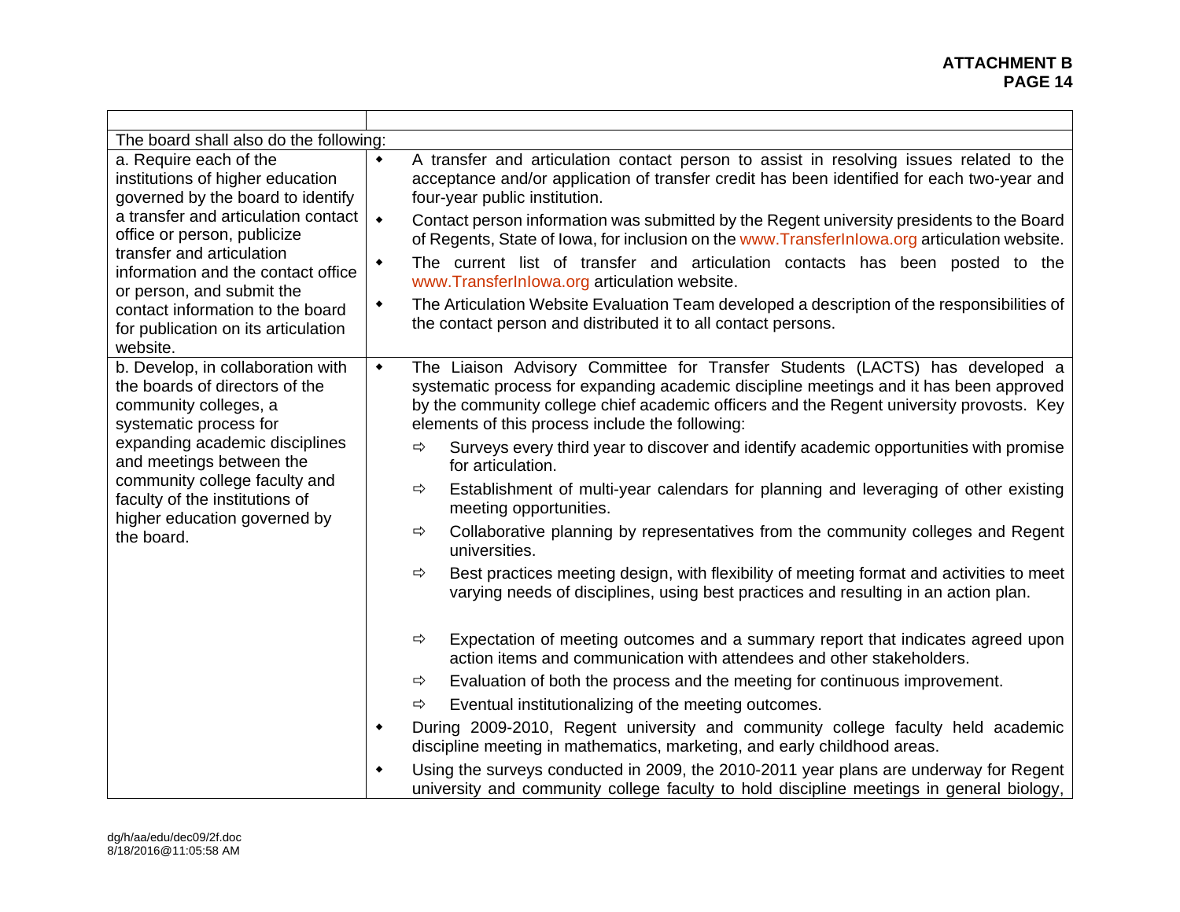| | |
|---|---|
| The board shall also do the following: | |
| a. Require each of the institutions of higher education governed by the board to identify a transfer and articulation contact office or person, publicize transfer and articulation information and the contact office or person, and submit the contact information to the board for publication on its articulation website. | ◆ A transfer and articulation contact person to assist in resolving issues related to the acceptance and/or application of transfer credit has been identified for each two-year and four-year public institution.<br>◆ Contact person information was submitted by the Regent university presidents to the Board of Regents, State of Iowa, for inclusion on the www.TransferInIowa.org articulation website.<br>◆ The current list of transfer and articulation contacts has been posted to the www.TransferInIowa.org articulation website.<br>◆ The Articulation Website Evaluation Team developed a description of the responsibilities of the contact person and distributed it to all contact persons. |
| b. Develop, in collaboration with the boards of directors of the community colleges, a systematic process for expanding academic disciplines and meetings between the community college faculty and faculty of the institutions of higher education governed by the board. | ◆ The Liaison Advisory Committee for Transfer Students (LACTS) has developed a systematic process for expanding academic discipline meetings and it has been approved by the community college chief academic officers and the Regent university provosts. Key elements of this process include the following:<br>⇨ Surveys every third year to discover and identify academic opportunities with promise for articulation.<br>⇨ Establishment of multi-year calendars for planning and leveraging of other existing meeting opportunities.<br>⇨ Collaborative planning by representatives from the community colleges and Regent universities.<br>⇨ Best practices meeting design, with flexibility of meeting format and activities to meet varying needs of disciplines, using best practices and resulting in an action plan.<br>⇨ Expectation of meeting outcomes and a summary report that indicates agreed upon action items and communication with attendees and other stakeholders.<br>⇨ Evaluation of both the process and the meeting for continuous improvement.<br>⇨ Eventual institutionalizing of the meeting outcomes.<br>◆ During 2009-2010, Regent university and community college faculty held academic discipline meeting in mathematics, marketing, and early childhood areas.<br>◆ Using the surveys conducted in 2009, the 2010-2011 year plans are underway for Regent university and community college faculty to hold discipline meetings in general biology, |

dg/h/aa/edu/dec09/2f.doc
8/18/2016@11:05:58 AM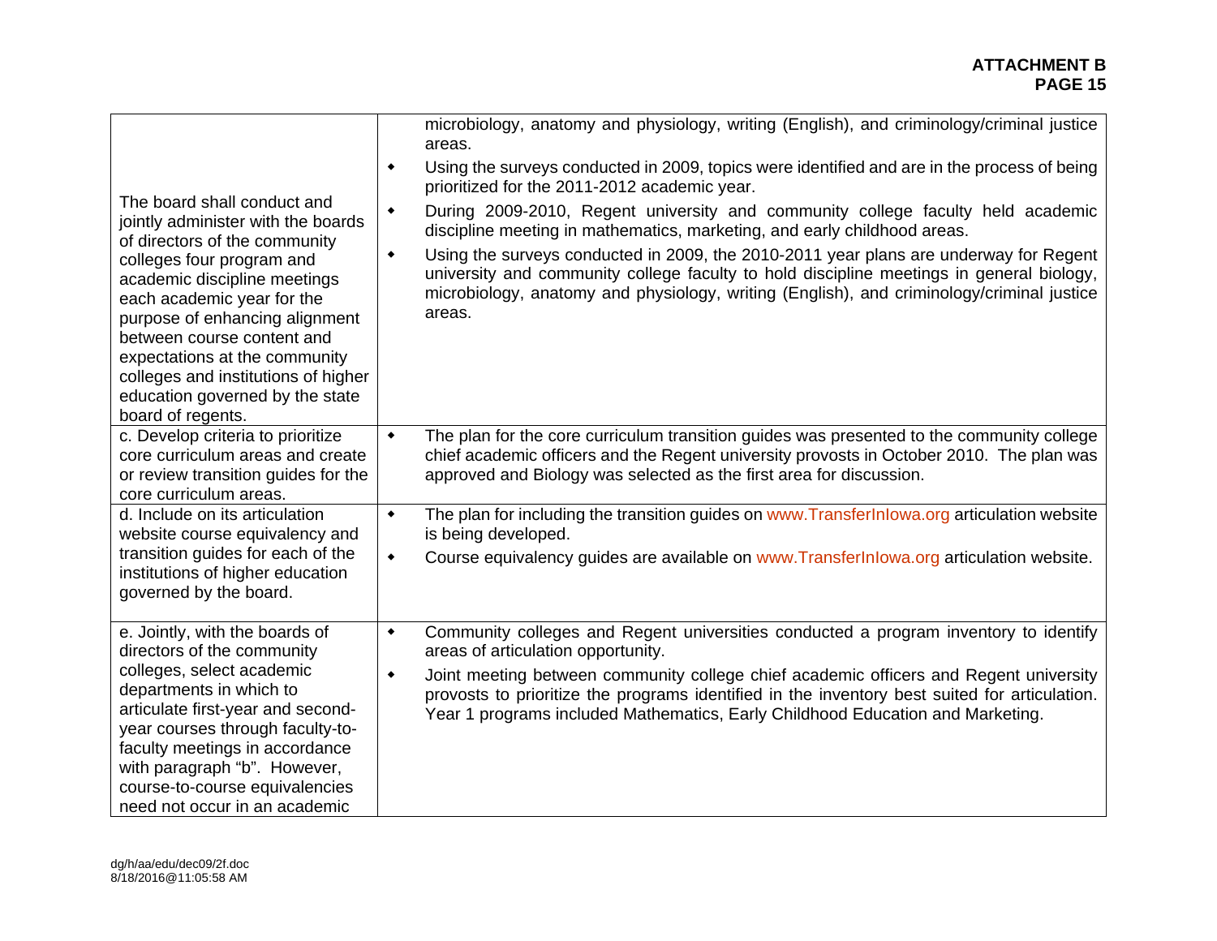| | |
|---|---|
| The board shall conduct and jointly administer with the boards of directors of the community colleges four program and academic discipline meetings each academic year for the purpose of enhancing alignment between course content and expectations at the community colleges and institutions of higher education governed by the state board of regents. | microbiology, anatomy and physiology, writing (English), and criminology/criminal justice areas.<br>• Using the surveys conducted in 2009, topics were identified and are in the process of being prioritized for the 2011-2012 academic year.<br>• During 2009-2010, Regent university and community college faculty held academic discipline meeting in mathematics, marketing, and early childhood areas.<br>• Using the surveys conducted in 2009, the 2010-2011 year plans are underway for Regent university and community college faculty to hold discipline meetings in general biology, microbiology, anatomy and physiology, writing (English), and criminology/criminal justice areas. |
| c. Develop criteria to prioritize core curriculum areas and create or review transition guides for the core curriculum areas. | • The plan for the core curriculum transition guides was presented to the community college chief academic officers and the Regent university provosts in October 2010. The plan was approved and Biology was selected as the first area for discussion. |
| d. Include on its articulation website course equivalency and transition guides for each of the institutions of higher education governed by the board. | • The plan for including the transition guides on www.TransferInIowa.org articulation website is being developed.<br>• Course equivalency guides are available on www.TransferInIowa.org articulation website. |
| e. Jointly, with the boards of directors of the community colleges, select academic departments in which to articulate first-year and second-year courses through faculty-to-faculty meetings in accordance with paragraph "b". However, course-to-course equivalencies need not occur in an academic | • Community colleges and Regent universities conducted a program inventory to identify areas of articulation opportunity.<br>• Joint meeting between community college chief academic officers and Regent university provosts to prioritize the programs identified in the inventory best suited for articulation. Year 1 programs included Mathematics, Early Childhood Education and Marketing. |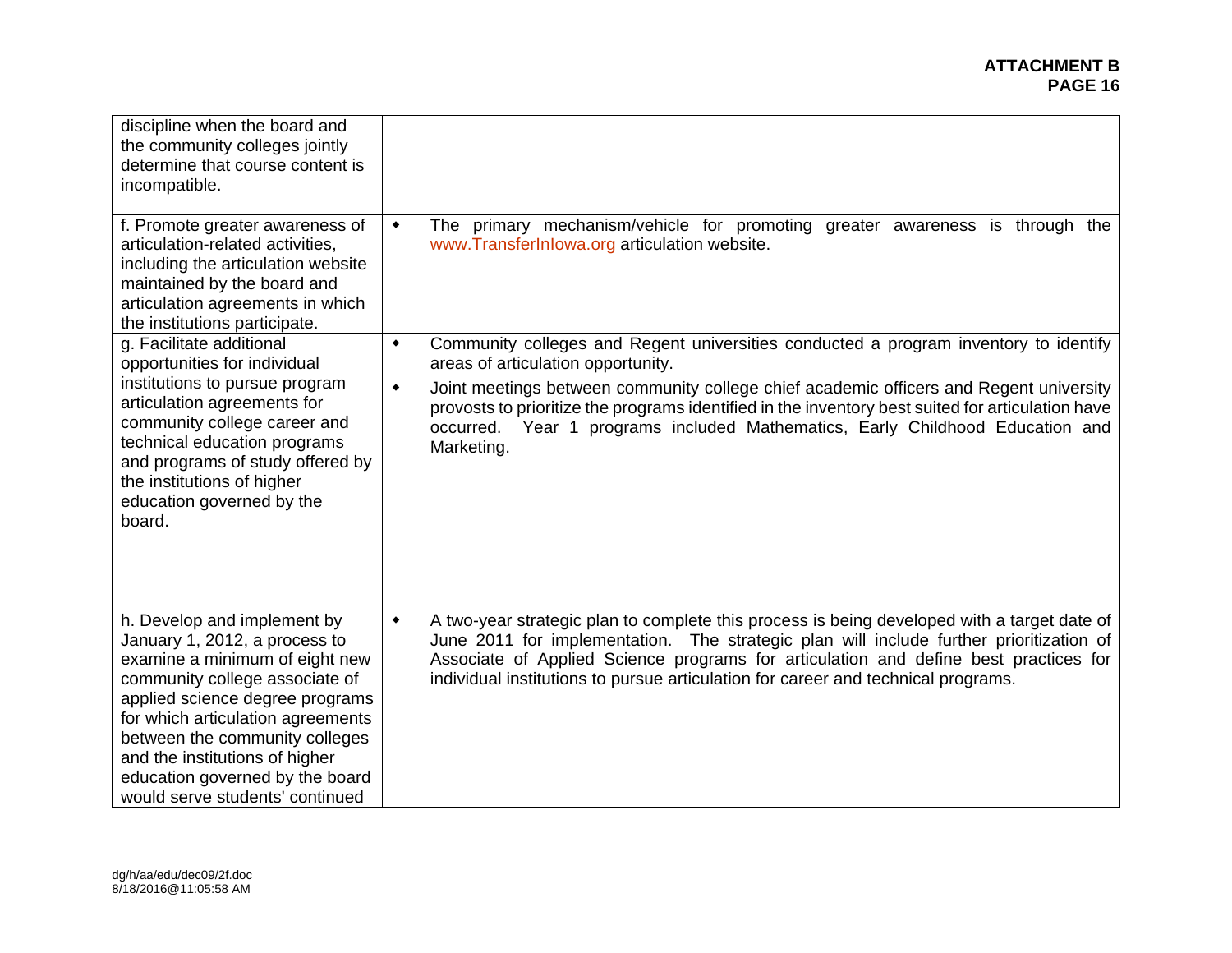| | |
|---|---|
| discipline when the board and the community colleges jointly determine that course content is incompatible. | |
| f. Promote greater awareness of articulation-related activities, including the articulation website maintained by the board and articulation agreements in which the institutions participate. | ◆ The primary mechanism/vehicle for promoting greater awareness is through the www.TransferInIowa.org articulation website. |
| g. Facilitate additional opportunities for individual institutions to pursue program articulation agreements for community college career and technical education programs and programs of study offered by the institutions of higher education governed by the board. | ◆ Community colleges and Regent universities conducted a program inventory to identify areas of articulation opportunity.<br>◆ Joint meetings between community college chief academic officers and Regent university provosts to prioritize the programs identified in the inventory best suited for articulation have occurred. Year 1 programs included Mathematics, Early Childhood Education and Marketing. |
| h. Develop and implement by January 1, 2012, a process to examine a minimum of eight new community college associate of applied science degree programs for which articulation agreements between the community colleges and the institutions of higher education governed by the board would serve students' continued | ◆ A two-year strategic plan to complete this process is being developed with a target date of June 2011 for implementation. The strategic plan will include further prioritization of Associate of Applied Science programs for articulation and define best practices for individual institutions to pursue articulation for career and technical programs. |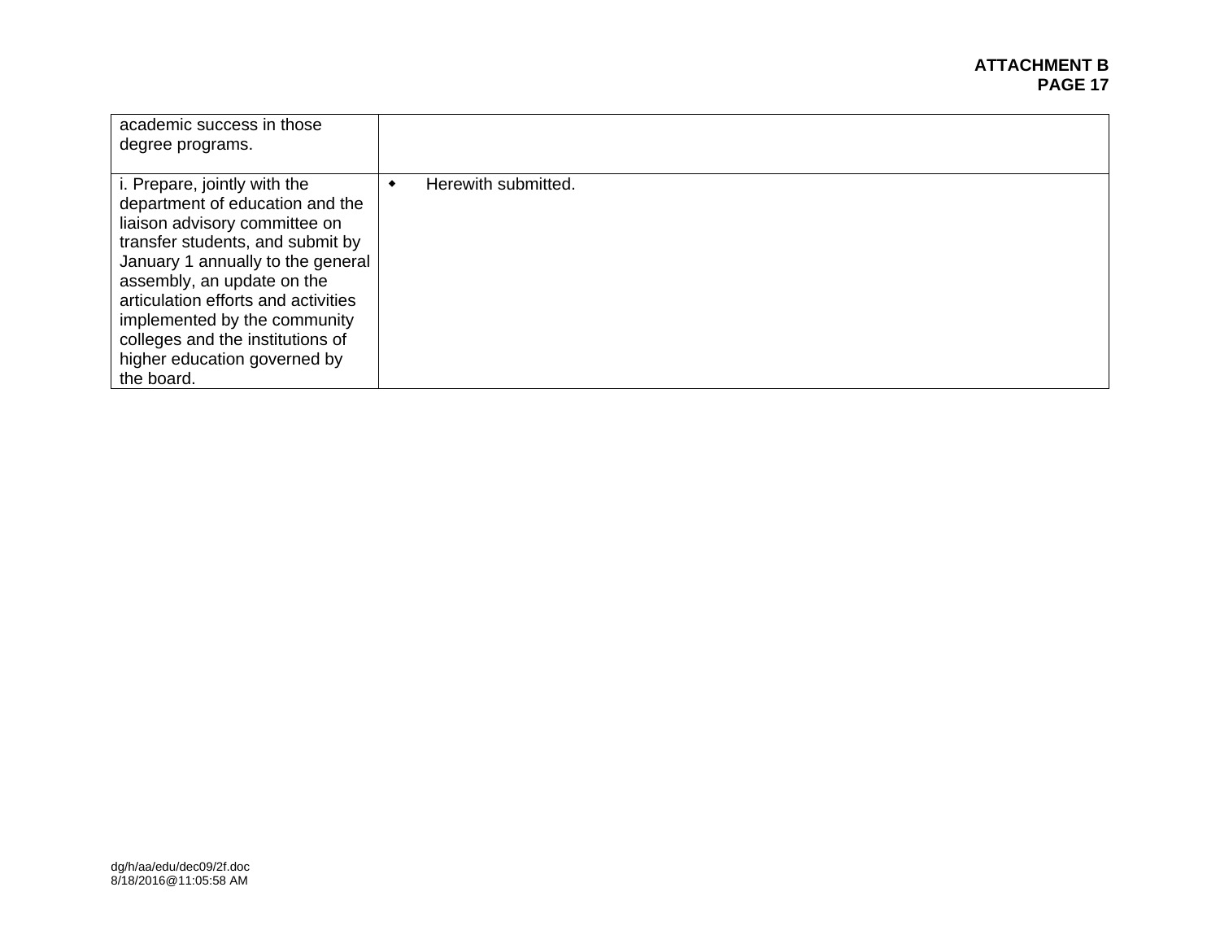| | |
|---|---|
| academic success in those degree programs. | |
| i. Prepare, jointly with the department of education and the liaison advisory committee on transfer students, and submit by January 1 annually to the general assembly, an update on the articulation efforts and activities implemented by the community colleges and the institutions of higher education governed by the board. | • Herewith submitted. |

dg/h/aa/edu/dec09/2f.doc
8/18/2016@11:05:58 AM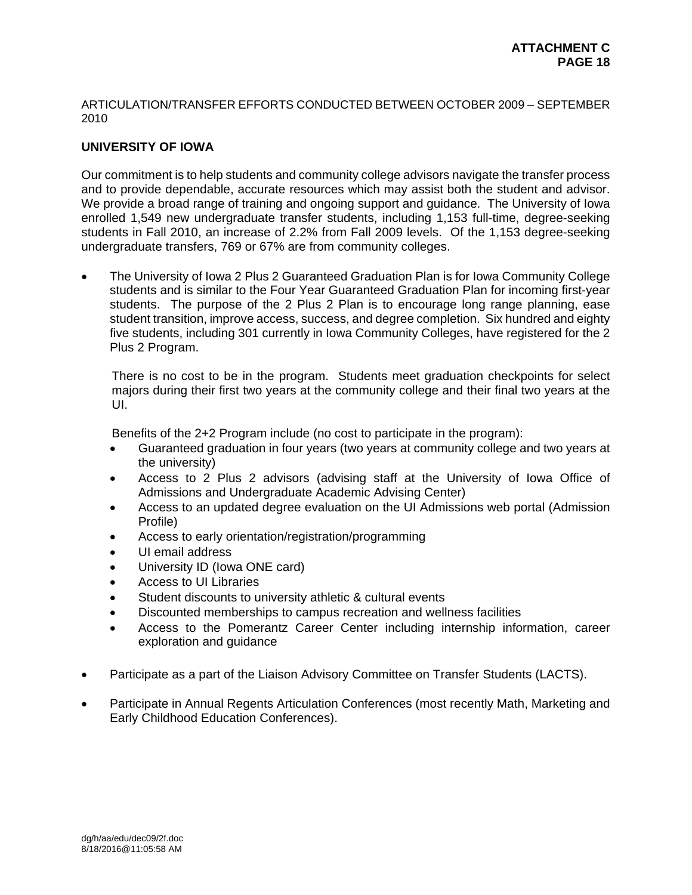ARTICULATION/TRANSFER EFFORTS CONDUCTED BETWEEN OCTOBER 2009 – SEPTEMBER 2010

## UNIVERSITY OF IOWA

Our commitment is to help students and community college advisors navigate the transfer process and to provide dependable, accurate resources which may assist both the student and advisor. We provide a broad range of training and ongoing support and guidance. The University of Iowa enrolled 1,549 new undergraduate transfer students, including 1,153 full-time, degree-seeking students in Fall 2010, an increase of 2.2% from Fall 2009 levels. Of the 1,153 degree-seeking undergraduate transfers, 769 or 67% are from community colleges.

- The University of Iowa 2 Plus 2 Guaranteed Graduation Plan is for Iowa Community College students and is similar to the Four Year Guaranteed Graduation Plan for incoming first-year students. The purpose of the 2 Plus 2 Plan is to encourage long range planning, ease student transition, improve access, success, and degree completion. Six hundred and eighty five students, including 301 currently in Iowa Community Colleges, have registered for the 2 Plus 2 Program.

  There is no cost to be in the program. Students meet graduation checkpoints for select majors during their first two years at the community college and their final two years at the UI.

  Benefits of the 2+2 Program include (no cost to participate in the program):

  - Guaranteed graduation in four years (two years at community college and two years at the university)
  - Access to 2 Plus 2 advisors (advising staff at the University of Iowa Office of Admissions and Undergraduate Academic Advising Center)
  - Access to an updated degree evaluation on the UI Admissions web portal (Admission Profile)
  - Access to early orientation/registration/programming
  - UI email address
  - University ID (Iowa ONE card)
  - Access to UI Libraries
  - Student discounts to university athletic & cultural events
  - Discounted memberships to campus recreation and wellness facilities
  - Access to the Pomerantz Career Center including internship information, career exploration and guidance

- Participate as a part of the Liaison Advisory Committee on Transfer Students (LACTS).

- Participate in Annual Regents Articulation Conferences (most recently Math, Marketing and Early Childhood Education Conferences).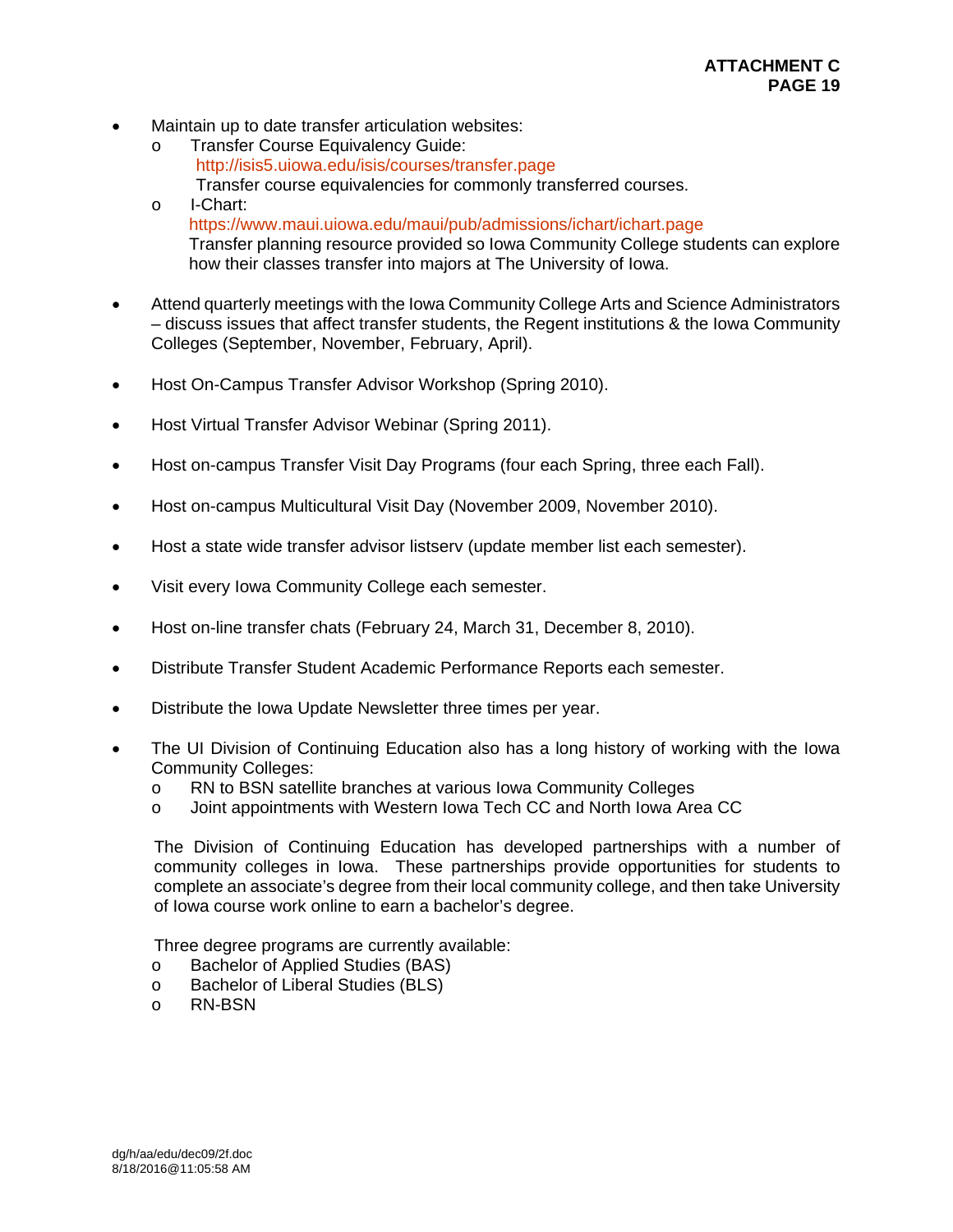- Maintain up to date transfer articulation websites:
  - Transfer Course Equivalency Guide:
    http://isis5.uiowa.edu/isis/courses/transfer.page
    Transfer course equivalencies for commonly transferred courses.
  - I-Chart:
    https://www.maui.uiowa.edu/maui/pub/admissions/ichart/ichart.page
    Transfer planning resource provided so Iowa Community College students can explore how their classes transfer into majors at The University of Iowa.

- Attend quarterly meetings with the Iowa Community College Arts and Science Administrators – discuss issues that affect transfer students, the Regent institutions & the Iowa Community Colleges (September, November, February, April).

- Host On-Campus Transfer Advisor Workshop (Spring 2010).

- Host Virtual Transfer Advisor Webinar (Spring 2011).

- Host on-campus Transfer Visit Day Programs (four each Spring, three each Fall).

- Host on-campus Multicultural Visit Day (November 2009, November 2010).

- Host a state wide transfer advisor listserv (update member list each semester).

- Visit every Iowa Community College each semester.

- Host on-line transfer chats (February 24, March 31, December 8, 2010).

- Distribute Transfer Student Academic Performance Reports each semester.

- Distribute the Iowa Update Newsletter three times per year.

- The UI Division of Continuing Education also has a long history of working with the Iowa Community Colleges:
  - RN to BSN satellite branches at various Iowa Community Colleges
  - Joint appointments with Western Iowa Tech CC and North Iowa Area CC

  The Division of Continuing Education has developed partnerships with a number of community colleges in Iowa. These partnerships provide opportunities for students to complete an associate's degree from their local community college, and then take University of Iowa course work online to earn a bachelor's degree.

  Three degree programs are currently available:
  - Bachelor of Applied Studies (BAS)
  - Bachelor of Liberal Studies (BLS)
  - RN-BSN

dg/h/aa/edu/dec09/2f.doc
8/18/2016@11:05:58 AM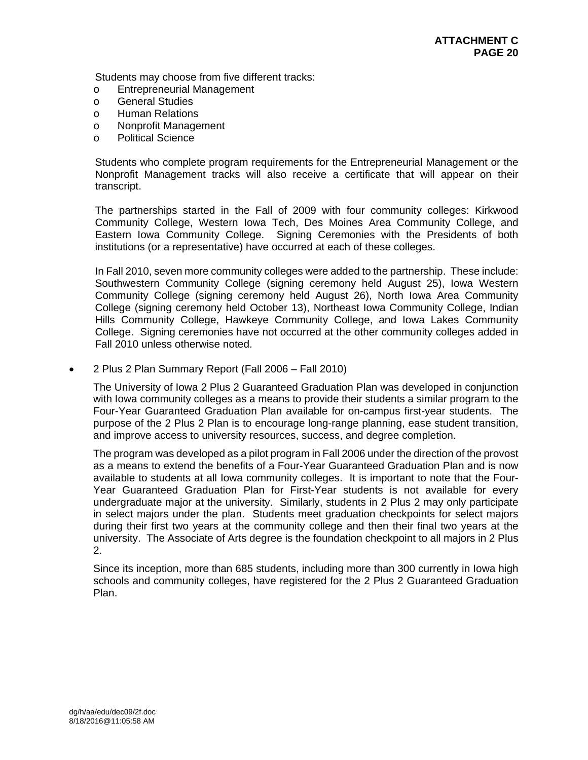Students may choose from five different tracks:

- Entrepreneurial Management
- General Studies
- Human Relations
- Nonprofit Management
- Political Science

Students who complete program requirements for the Entrepreneurial Management or the Nonprofit Management tracks will also receive a certificate that will appear on their transcript.

The partnerships started in the Fall of 2009 with four community colleges: Kirkwood Community College, Western Iowa Tech, Des Moines Area Community College, and Eastern Iowa Community College. Signing Ceremonies with the Presidents of both institutions (or a representative) have occurred at each of these colleges.

In Fall 2010, seven more community colleges were added to the partnership. These include: Southwestern Community College (signing ceremony held August 25), Iowa Western Community College (signing ceremony held August 26), North Iowa Area Community College (signing ceremony held October 13), Northeast Iowa Community College, Indian Hills Community College, Hawkeye Community College, and Iowa Lakes Community College. Signing ceremonies have not occurred at the other community colleges added in Fall 2010 unless otherwise noted.

- 2 Plus 2 Plan Summary Report (Fall 2006 – Fall 2010)

  The University of Iowa 2 Plus 2 Guaranteed Graduation Plan was developed in conjunction with Iowa community colleges as a means to provide their students a similar program to the Four-Year Guaranteed Graduation Plan available for on-campus first-year students. The purpose of the 2 Plus 2 Plan is to encourage long-range planning, ease student transition, and improve access to university resources, success, and degree completion.

  The program was developed as a pilot program in Fall 2006 under the direction of the provost as a means to extend the benefits of a Four-Year Guaranteed Graduation Plan and is now available to students at all Iowa community colleges. It is important to note that the Four-Year Guaranteed Graduation Plan for First-Year students is not available for every undergraduate major at the university. Similarly, students in 2 Plus 2 may only participate in select majors under the plan. Students meet graduation checkpoints for select majors during their first two years at the community college and then their final two years at the university. The Associate of Arts degree is the foundation checkpoint to all majors in 2 Plus 2.

  Since its inception, more than 685 students, including more than 300 currently in Iowa high schools and community colleges, have registered for the 2 Plus 2 Guaranteed Graduation Plan.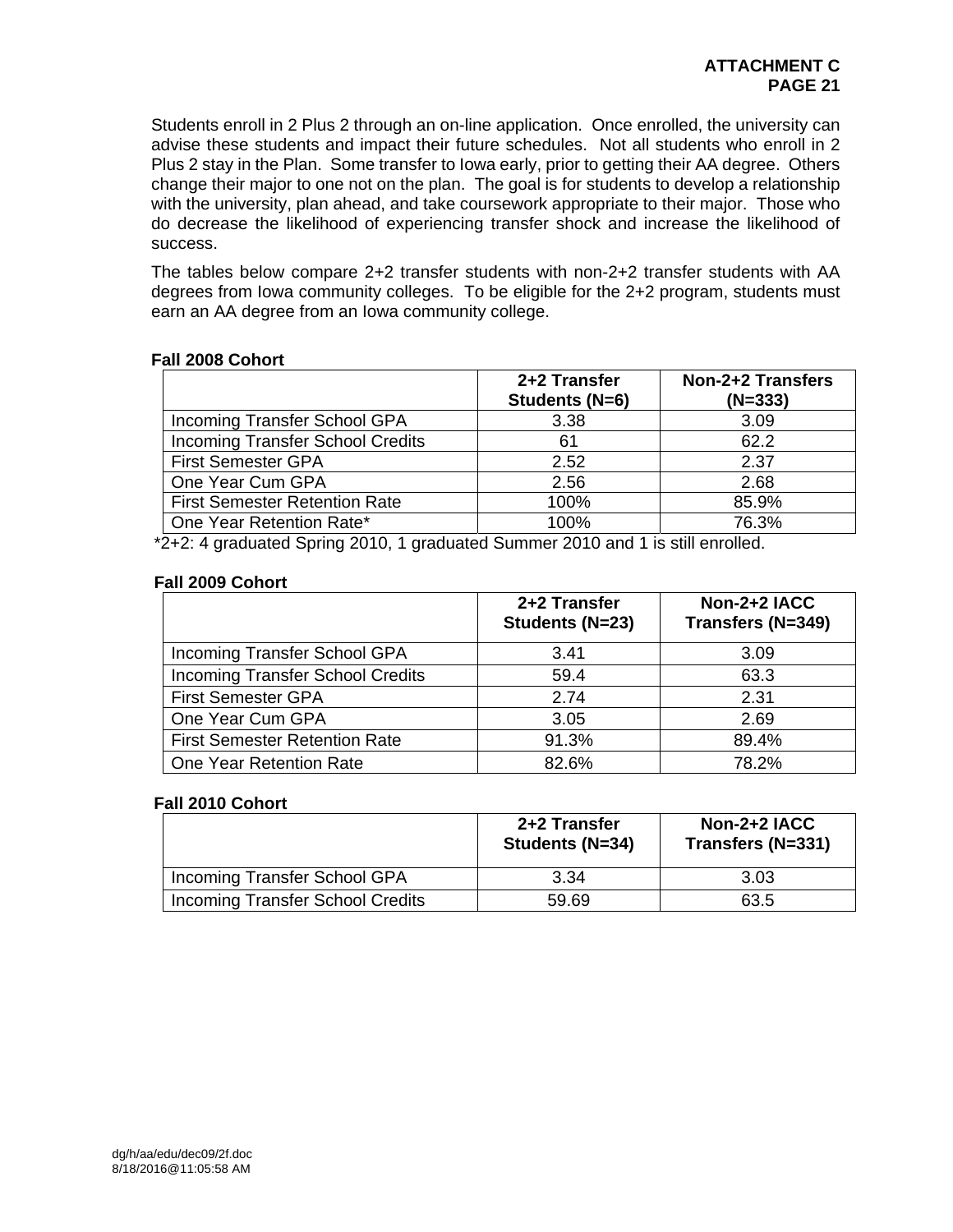Students enroll in 2 Plus 2 through an on-line application. Once enrolled, the university can advise these students and impact their future schedules. Not all students who enroll in 2 Plus 2 stay in the Plan. Some transfer to Iowa early, prior to getting their AA degree. Others change their major to one not on the plan. The goal is for students to develop a relationship with the university, plan ahead, and take coursework appropriate to their major. Those who do decrease the likelihood of experiencing transfer shock and increase the likelihood of success.

The tables below compare 2+2 transfer students with non-2+2 transfer students with AA degrees from Iowa community colleges. To be eligible for the 2+2 program, students must earn an AA degree from an Iowa community college.

**Fall 2008 Cohort**

| | 2+2 Transfer Students (N=6) | Non-2+2 Transfers (N=333) |
|---|---|---|
| Incoming Transfer School GPA | 3.38 | 3.09 |
| Incoming Transfer School Credits | 61 | 62.2 |
| First Semester GPA | 2.52 | 2.37 |
| One Year Cum GPA | 2.56 | 2.68 |
| First Semester Retention Rate | 100% | 85.9% |
| One Year Retention Rate* | 100% | 76.3% |

*2+2: 4 graduated Spring 2010, 1 graduated Summer 2010 and 1 is still enrolled.

**Fall 2009 Cohort**

| | 2+2 Transfer Students (N=23) | Non-2+2 IACC Transfers (N=349) |
|---|---|---|
| Incoming Transfer School GPA | 3.41 | 3.09 |
| Incoming Transfer School Credits | 59.4 | 63.3 |
| First Semester GPA | 2.74 | 2.31 |
| One Year Cum GPA | 3.05 | 2.69 |
| First Semester Retention Rate | 91.3% | 89.4% |
| One Year Retention Rate | 82.6% | 78.2% |

**Fall 2010 Cohort**

| | 2+2 Transfer Students (N=34) | Non-2+2 IACC Transfers (N=331) |
|---|---|---|
| Incoming Transfer School GPA | 3.34 | 3.03 |
| Incoming Transfer School Credits | 59.69 | 63.5 |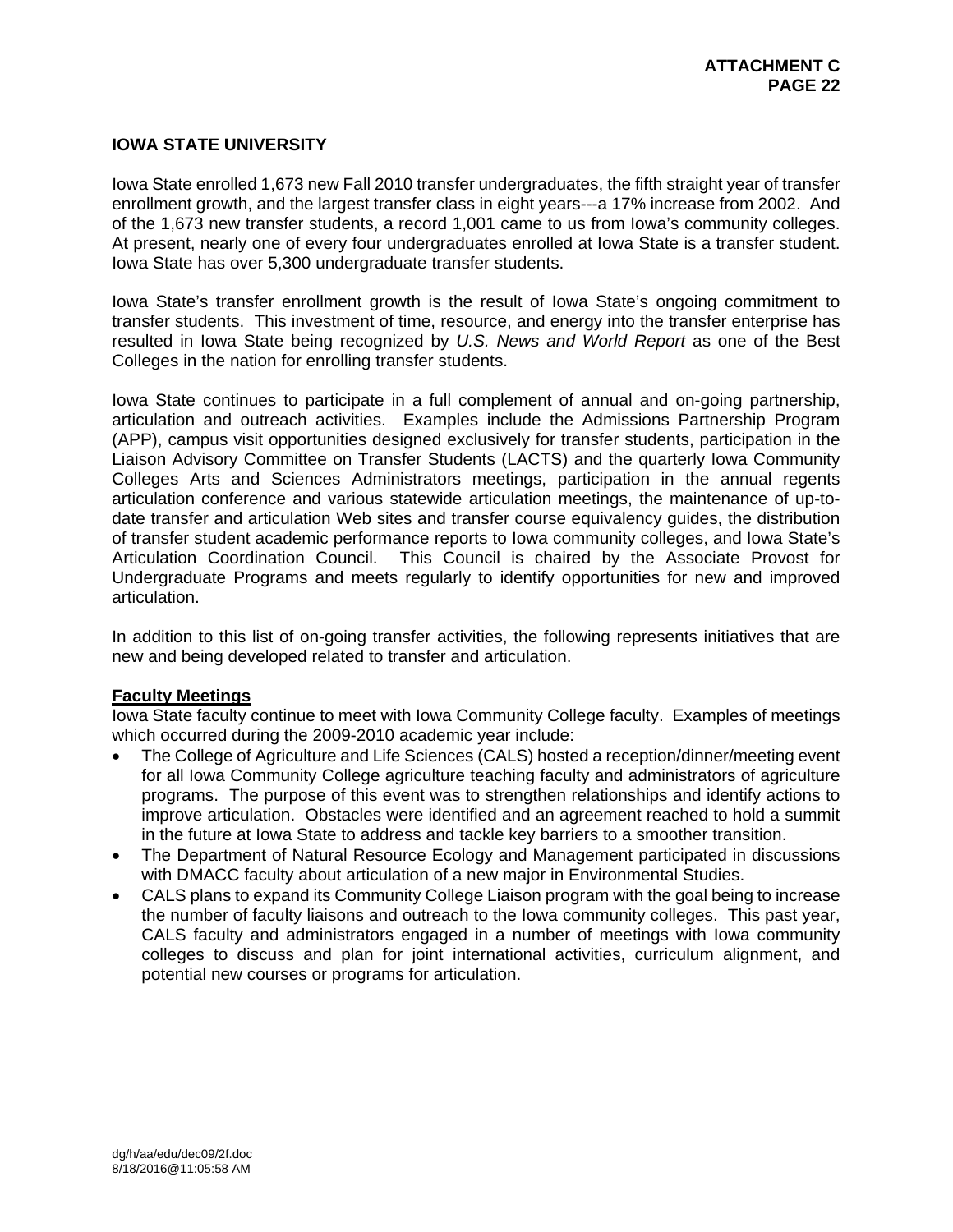## IOWA STATE UNIVERSITY

Iowa State enrolled 1,673 new Fall 2010 transfer undergraduates, the fifth straight year of transfer enrollment growth, and the largest transfer class in eight years---a 17% increase from 2002. And of the 1,673 new transfer students, a record 1,001 came to us from Iowa's community colleges. At present, nearly one of every four undergraduates enrolled at Iowa State is a transfer student. Iowa State has over 5,300 undergraduate transfer students.

Iowa State's transfer enrollment growth is the result of Iowa State's ongoing commitment to transfer students. This investment of time, resource, and energy into the transfer enterprise has resulted in Iowa State being recognized by *U.S. News and World Report* as one of the Best Colleges in the nation for enrolling transfer students.

Iowa State continues to participate in a full complement of annual and on-going partnership, articulation and outreach activities. Examples include the Admissions Partnership Program (APP), campus visit opportunities designed exclusively for transfer students, participation in the Liaison Advisory Committee on Transfer Students (LACTS) and the quarterly Iowa Community Colleges Arts and Sciences Administrators meetings, participation in the annual regents articulation conference and various statewide articulation meetings, the maintenance of up-to-date transfer and articulation Web sites and transfer course equivalency guides, the distribution of transfer student academic performance reports to Iowa community colleges, and Iowa State's Articulation Coordination Council. This Council is chaired by the Associate Provost for Undergraduate Programs and meets regularly to identify opportunities for new and improved articulation.

In addition to this list of on-going transfer activities, the following represents initiatives that are new and being developed related to transfer and articulation.

**Faculty Meetings**

Iowa State faculty continue to meet with Iowa Community College faculty. Examples of meetings which occurred during the 2009-2010 academic year include:

- The College of Agriculture and Life Sciences (CALS) hosted a reception/dinner/meeting event for all Iowa Community College agriculture teaching faculty and administrators of agriculture programs. The purpose of this event was to strengthen relationships and identify actions to improve articulation. Obstacles were identified and an agreement reached to hold a summit in the future at Iowa State to address and tackle key barriers to a smoother transition.
- The Department of Natural Resource Ecology and Management participated in discussions with DMACC faculty about articulation of a new major in Environmental Studies.
- CALS plans to expand its Community College Liaison program with the goal being to increase the number of faculty liaisons and outreach to the Iowa community colleges. This past year, CALS faculty and administrators engaged in a number of meetings with Iowa community colleges to discuss and plan for joint international activities, curriculum alignment, and potential new courses or programs for articulation.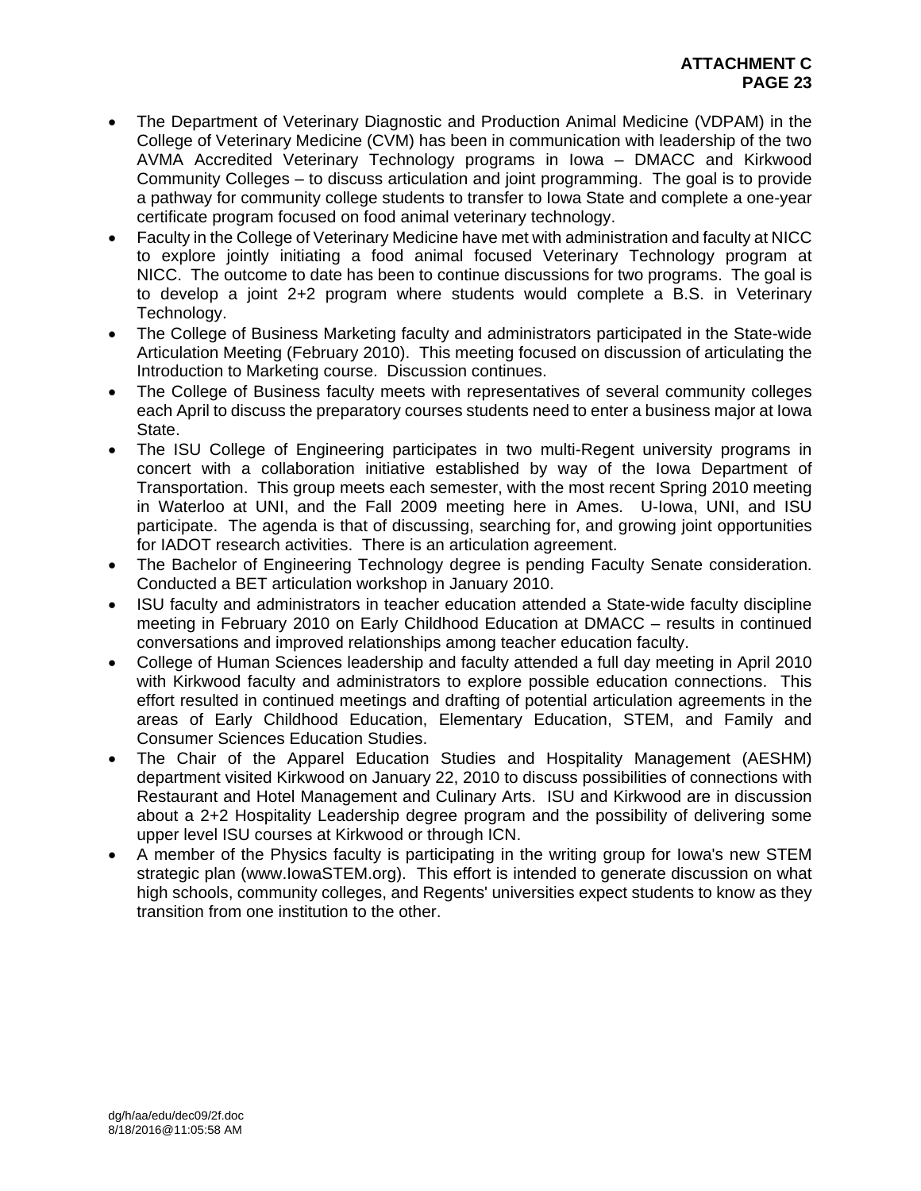- The Department of Veterinary Diagnostic and Production Animal Medicine (VDPAM) in the College of Veterinary Medicine (CVM) has been in communication with leadership of the two AVMA Accredited Veterinary Technology programs in Iowa – DMACC and Kirkwood Community Colleges – to discuss articulation and joint programming. The goal is to provide a pathway for community college students to transfer to Iowa State and complete a one-year certificate program focused on food animal veterinary technology.
- Faculty in the College of Veterinary Medicine have met with administration and faculty at NICC to explore jointly initiating a food animal focused Veterinary Technology program at NICC. The outcome to date has been to continue discussions for two programs. The goal is to develop a joint 2+2 program where students would complete a B.S. in Veterinary Technology.
- The College of Business Marketing faculty and administrators participated in the State-wide Articulation Meeting (February 2010). This meeting focused on discussion of articulating the Introduction to Marketing course. Discussion continues.
- The College of Business faculty meets with representatives of several community colleges each April to discuss the preparatory courses students need to enter a business major at Iowa State.
- The ISU College of Engineering participates in two multi-Regent university programs in concert with a collaboration initiative established by way of the Iowa Department of Transportation. This group meets each semester, with the most recent Spring 2010 meeting in Waterloo at UNI, and the Fall 2009 meeting here in Ames. U-Iowa, UNI, and ISU participate. The agenda is that of discussing, searching for, and growing joint opportunities for IADOT research activities. There is an articulation agreement.
- The Bachelor of Engineering Technology degree is pending Faculty Senate consideration. Conducted a BET articulation workshop in January 2010.
- ISU faculty and administrators in teacher education attended a State-wide faculty discipline meeting in February 2010 on Early Childhood Education at DMACC – results in continued conversations and improved relationships among teacher education faculty.
- College of Human Sciences leadership and faculty attended a full day meeting in April 2010 with Kirkwood faculty and administrators to explore possible education connections. This effort resulted in continued meetings and drafting of potential articulation agreements in the areas of Early Childhood Education, Elementary Education, STEM, and Family and Consumer Sciences Education Studies.
- The Chair of the Apparel Education Studies and Hospitality Management (AESHM) department visited Kirkwood on January 22, 2010 to discuss possibilities of connections with Restaurant and Hotel Management and Culinary Arts. ISU and Kirkwood are in discussion about a 2+2 Hospitality Leadership degree program and the possibility of delivering some upper level ISU courses at Kirkwood or through ICN.
- A member of the Physics faculty is participating in the writing group for Iowa's new STEM strategic plan (www.IowaSTEM.org). This effort is intended to generate discussion on what high schools, community colleges, and Regents' universities expect students to know as they transition from one institution to the other.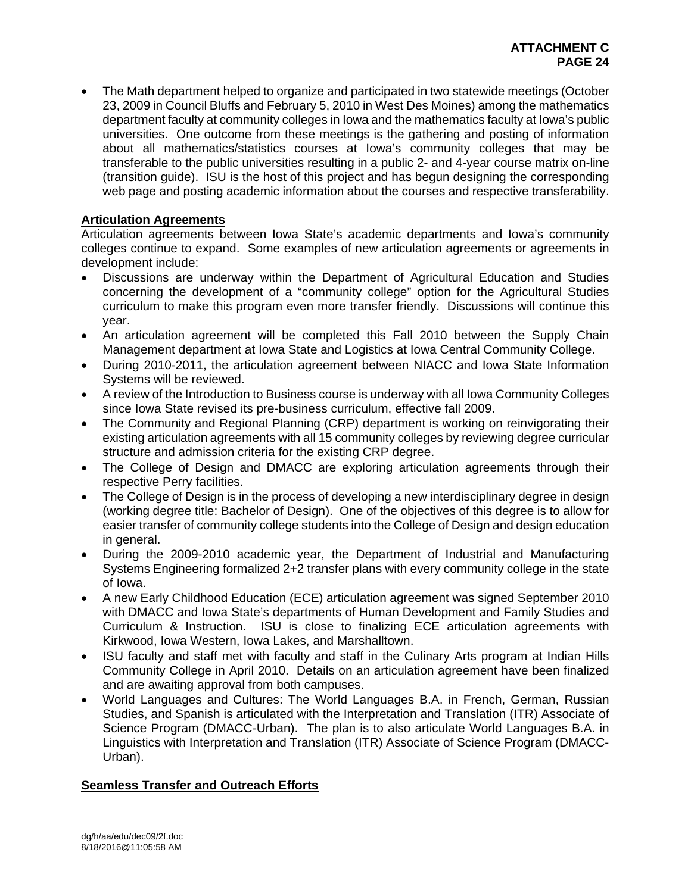- The Math department helped to organize and participated in two statewide meetings (October 23, 2009 in Council Bluffs and February 5, 2010 in West Des Moines) among the mathematics department faculty at community colleges in Iowa and the mathematics faculty at Iowa's public universities. One outcome from these meetings is the gathering and posting of information about all mathematics/statistics courses at Iowa's community colleges that may be transferable to the public universities resulting in a public 2- and 4-year course matrix on-line (transition guide). ISU is the host of this project and has begun designing the corresponding web page and posting academic information about the courses and respective transferability.

**Articulation Agreements**

Articulation agreements between Iowa State's academic departments and Iowa's community colleges continue to expand. Some examples of new articulation agreements or agreements in development include:

- Discussions are underway within the Department of Agricultural Education and Studies concerning the development of a "community college" option for the Agricultural Studies curriculum to make this program even more transfer friendly. Discussions will continue this year.
- An articulation agreement will be completed this Fall 2010 between the Supply Chain Management department at Iowa State and Logistics at Iowa Central Community College.
- During 2010-2011, the articulation agreement between NIACC and Iowa State Information Systems will be reviewed.
- A review of the Introduction to Business course is underway with all Iowa Community Colleges since Iowa State revised its pre-business curriculum, effective fall 2009.
- The Community and Regional Planning (CRP) department is working on reinvigorating their existing articulation agreements with all 15 community colleges by reviewing degree curricular structure and admission criteria for the existing CRP degree.
- The College of Design and DMACC are exploring articulation agreements through their respective Perry facilities.
- The College of Design is in the process of developing a new interdisciplinary degree in design (working degree title: Bachelor of Design). One of the objectives of this degree is to allow for easier transfer of community college students into the College of Design and design education in general.
- During the 2009-2010 academic year, the Department of Industrial and Manufacturing Systems Engineering formalized 2+2 transfer plans with every community college in the state of Iowa.
- A new Early Childhood Education (ECE) articulation agreement was signed September 2010 with DMACC and Iowa State's departments of Human Development and Family Studies and Curriculum & Instruction. ISU is close to finalizing ECE articulation agreements with Kirkwood, Iowa Western, Iowa Lakes, and Marshalltown.
- ISU faculty and staff met with faculty and staff in the Culinary Arts program at Indian Hills Community College in April 2010. Details on an articulation agreement have been finalized and are awaiting approval from both campuses.
- World Languages and Cultures: The World Languages B.A. in French, German, Russian Studies, and Spanish is articulated with the Interpretation and Translation (ITR) Associate of Science Program (DMACC-Urban). The plan is to also articulate World Languages B.A. in Linguistics with Interpretation and Translation (ITR) Associate of Science Program (DMACC-Urban).

**Seamless Transfer and Outreach Efforts**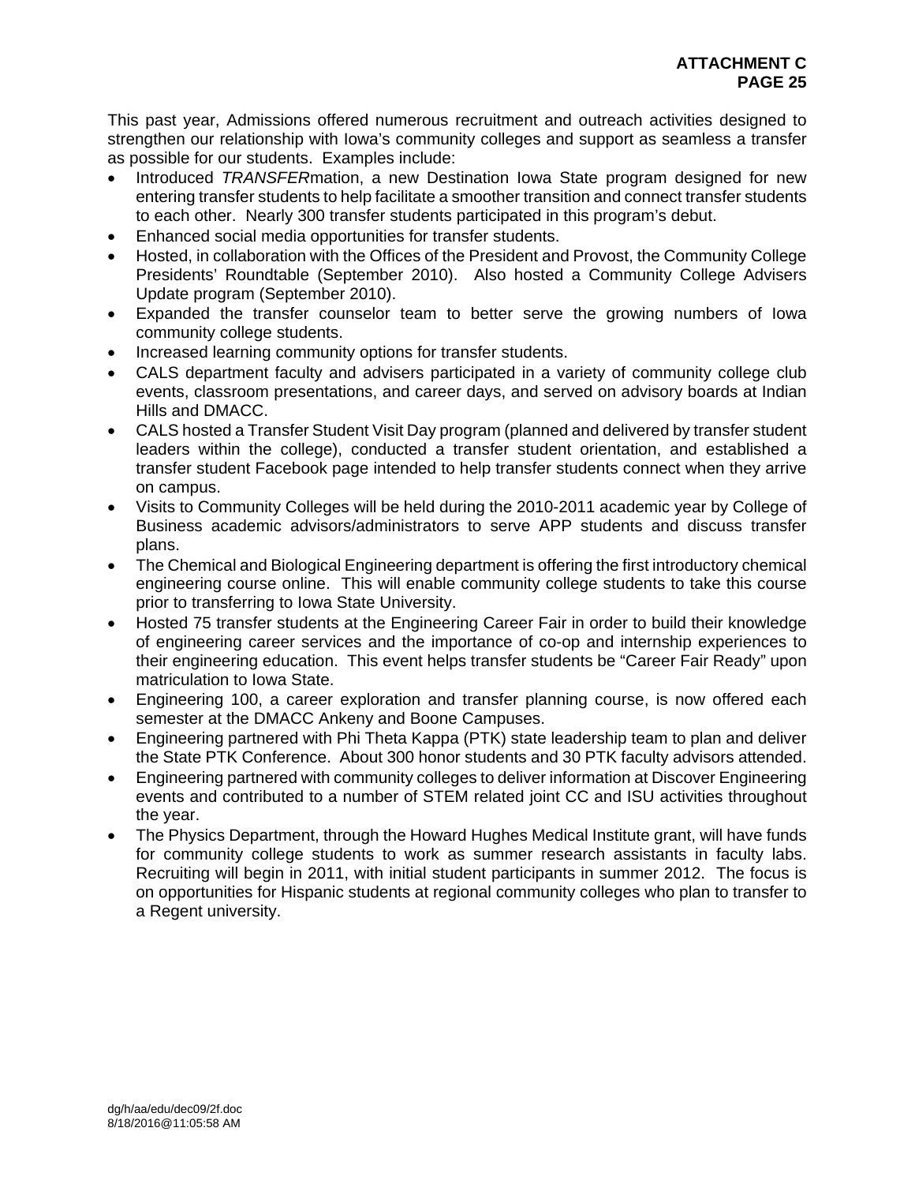This past year, Admissions offered numerous recruitment and outreach activities designed to strengthen our relationship with Iowa's community colleges and support as seamless a transfer as possible for our students. Examples include:

- Introduced *TRANSFER*mation, a new Destination Iowa State program designed for new entering transfer students to help facilitate a smoother transition and connect transfer students to each other. Nearly 300 transfer students participated in this program's debut.
- Enhanced social media opportunities for transfer students.
- Hosted, in collaboration with the Offices of the President and Provost, the Community College Presidents' Roundtable (September 2010). Also hosted a Community College Advisers Update program (September 2010).
- Expanded the transfer counselor team to better serve the growing numbers of Iowa community college students.
- Increased learning community options for transfer students.
- CALS department faculty and advisers participated in a variety of community college club events, classroom presentations, and career days, and served on advisory boards at Indian Hills and DMACC.
- CALS hosted a Transfer Student Visit Day program (planned and delivered by transfer student leaders within the college), conducted a transfer student orientation, and established a transfer student Facebook page intended to help transfer students connect when they arrive on campus.
- Visits to Community Colleges will be held during the 2010-2011 academic year by College of Business academic advisors/administrators to serve APP students and discuss transfer plans.
- The Chemical and Biological Engineering department is offering the first introductory chemical engineering course online. This will enable community college students to take this course prior to transferring to Iowa State University.
- Hosted 75 transfer students at the Engineering Career Fair in order to build their knowledge of engineering career services and the importance of co-op and internship experiences to their engineering education. This event helps transfer students be "Career Fair Ready" upon matriculation to Iowa State.
- Engineering 100, a career exploration and transfer planning course, is now offered each semester at the DMACC Ankeny and Boone Campuses.
- Engineering partnered with Phi Theta Kappa (PTK) state leadership team to plan and deliver the State PTK Conference. About 300 honor students and 30 PTK faculty advisors attended.
- Engineering partnered with community colleges to deliver information at Discover Engineering events and contributed to a number of STEM related joint CC and ISU activities throughout the year.
- The Physics Department, through the Howard Hughes Medical Institute grant, will have funds for community college students to work as summer research assistants in faculty labs. Recruiting will begin in 2011, with initial student participants in summer 2012. The focus is on opportunities for Hispanic students at regional community colleges who plan to transfer to a Regent university.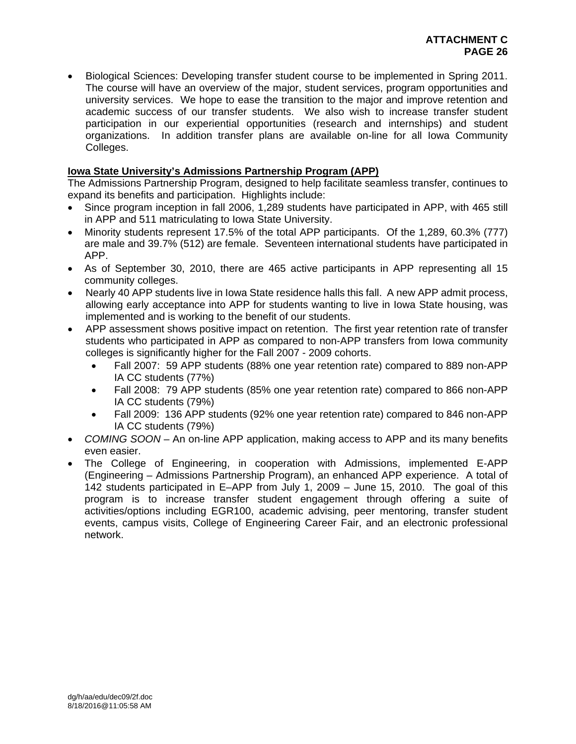- Biological Sciences: Developing transfer student course to be implemented in Spring 2011. The course will have an overview of the major, student services, program opportunities and university services. We hope to ease the transition to the major and improve retention and academic success of our transfer students. We also wish to increase transfer student participation in our experiential opportunities (research and internships) and student organizations. In addition transfer plans are available on-line for all Iowa Community Colleges.

**Iowa State University's Admissions Partnership Program (APP)**

The Admissions Partnership Program, designed to help facilitate seamless transfer, continues to expand its benefits and participation. Highlights include:

- Since program inception in fall 2006, 1,289 students have participated in APP, with 465 still in APP and 511 matriculating to Iowa State University.
- Minority students represent 17.5% of the total APP participants. Of the 1,289, 60.3% (777) are male and 39.7% (512) are female. Seventeen international students have participated in APP.
- As of September 30, 2010, there are 465 active participants in APP representing all 15 community colleges.
- Nearly 40 APP students live in Iowa State residence halls this fall. A new APP admit process, allowing early acceptance into APP for students wanting to live in Iowa State housing, was implemented and is working to the benefit of our students.
- APP assessment shows positive impact on retention. The first year retention rate of transfer students who participated in APP as compared to non-APP transfers from Iowa community colleges is significantly higher for the Fall 2007 - 2009 cohorts.
  - Fall 2007: 59 APP students (88% one year retention rate) compared to 889 non-APP IA CC students (77%)
  - Fall 2008: 79 APP students (85% one year retention rate) compared to 866 non-APP IA CC students (79%)
  - Fall 2009: 136 APP students (92% one year retention rate) compared to 846 non-APP IA CC students (79%)
- *COMING SOON* – An on-line APP application, making access to APP and its many benefits even easier.
- The College of Engineering, in cooperation with Admissions, implemented E-APP (Engineering – Admissions Partnership Program), an enhanced APP experience. A total of 142 students participated in E–APP from July 1, 2009 – June 15, 2010. The goal of this program is to increase transfer student engagement through offering a suite of activities/options including EGR100, academic advising, peer mentoring, transfer student events, campus visits, College of Engineering Career Fair, and an electronic professional network.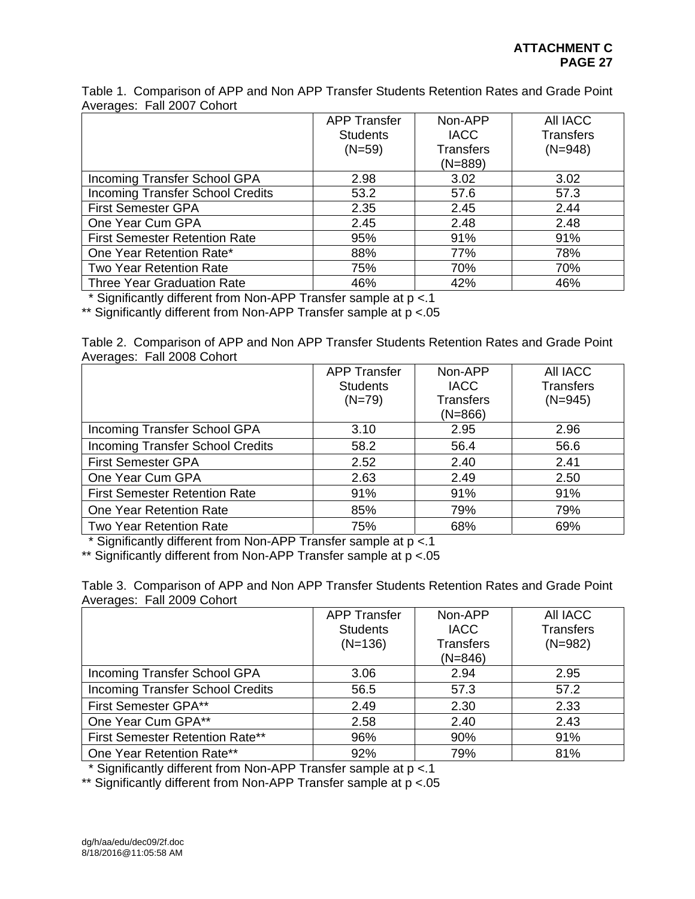**ATTACHMENT C**
**PAGE 27**

Table 1. Comparison of APP and Non APP Transfer Students Retention Rates and Grade Point Averages: Fall 2007 Cohort

| | APP Transfer Students (N=59) | Non-APP IACC Transfers (N=889) | All IACC Transfers (N=948) |
|---|---|---|---|
| Incoming Transfer School GPA | 2.98 | 3.02 | 3.02 |
| Incoming Transfer School Credits | 53.2 | 57.6 | 57.3 |
| First Semester GPA | 2.35 | 2.45 | 2.44 |
| One Year Cum GPA | 2.45 | 2.48 | 2.48 |
| First Semester Retention Rate | 95% | 91% | 91% |
| One Year Retention Rate* | 88% | 77% | 78% |
| Two Year Retention Rate | 75% | 70% | 70% |
| Three Year Graduation Rate | 46% | 42% | 46% |

\* Significantly different from Non-APP Transfer sample at $p < .1$

** Significantly different from Non-APP Transfer sample at $p < .05$

Table 2. Comparison of APP and Non APP Transfer Students Retention Rates and Grade Point Averages: Fall 2008 Cohort

| | APP Transfer Students (N=79) | Non-APP IACC Transfers (N=866) | All IACC Transfers (N=945) |
|---|---|---|---|
| Incoming Transfer School GPA | 3.10 | 2.95 | 2.96 |
| Incoming Transfer School Credits | 58.2 | 56.4 | 56.6 |
| First Semester GPA | 2.52 | 2.40 | 2.41 |
| One Year Cum GPA | 2.63 | 2.49 | 2.50 |
| First Semester Retention Rate | 91% | 91% | 91% |
| One Year Retention Rate | 85% | 79% | 79% |
| Two Year Retention Rate | 75% | 68% | 69% |

\* Significantly different from Non-APP Transfer sample at $p < .1$

** Significantly different from Non-APP Transfer sample at $p < .05$

Table 3. Comparison of APP and Non APP Transfer Students Retention Rates and Grade Point Averages: Fall 2009 Cohort

| | APP Transfer Students (N=136) | Non-APP IACC Transfers (N=846) | All IACC Transfers (N=982) |
|---|---|---|---|
| Incoming Transfer School GPA | 3.06 | 2.94 | 2.95 |
| Incoming Transfer School Credits | 56.5 | 57.3 | 57.2 |
| First Semester GPA** | 2.49 | 2.30 | 2.33 |
| One Year Cum GPA** | 2.58 | 2.40 | 2.43 |
| First Semester Retention Rate** | 96% | 90% | 91% |
| One Year Retention Rate** | 92% | 79% | 81% |

\* Significantly different from Non-APP Transfer sample at $p < .1$

** Significantly different from Non-APP Transfer sample at $p < .05$

dg/h/aa/edu/dec09/2f.doc
8/18/2016@11:05:58 AM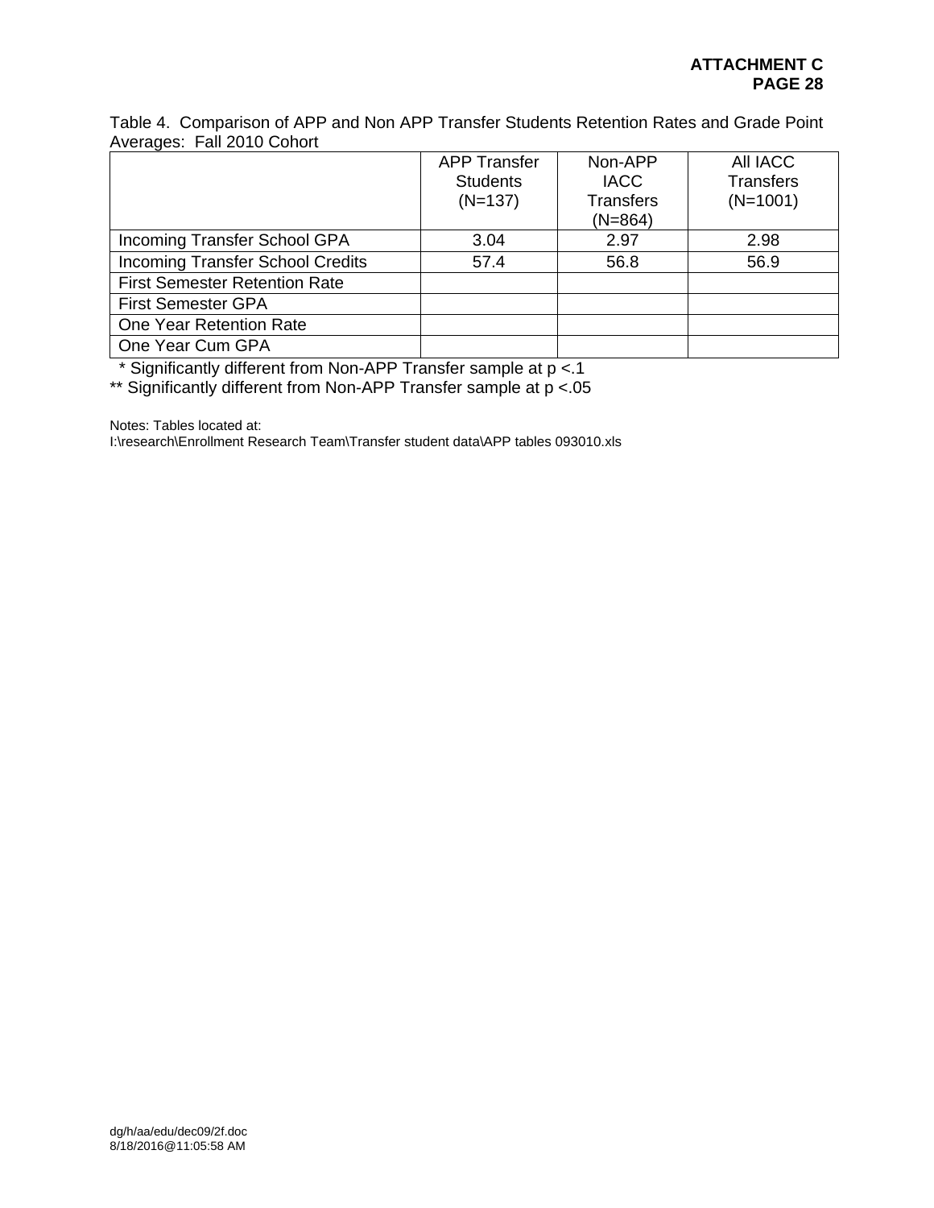**ATTACHMENT C**
**PAGE 28**

Table 4. Comparison of APP and Non APP Transfer Students Retention Rates and Grade Point Averages: Fall 2010 Cohort

| | APP Transfer Students (N=137) | Non-APP IACC Transfers (N=864) | All IACC Transfers (N=1001) |
|---|---|---|---|
| Incoming Transfer School GPA | 3.04 | 2.97 | 2.98 |
| Incoming Transfer School Credits | 57.4 | 56.8 | 56.9 |
| First Semester Retention Rate | | | |
| First Semester GPA | | | |
| One Year Retention Rate | | | |
| One Year Cum GPA | | | |

\* Significantly different from Non-APP Transfer sample at $p < .1$
\*\* Significantly different from Non-APP Transfer sample at $p < .05$

Notes: Tables located at:
I:\research\Enrollment Research Team\Transfer student data\APP tables 093010.xls

dg/h/aa/edu/dec09/2f.doc
8/18/2016@11:05:58 AM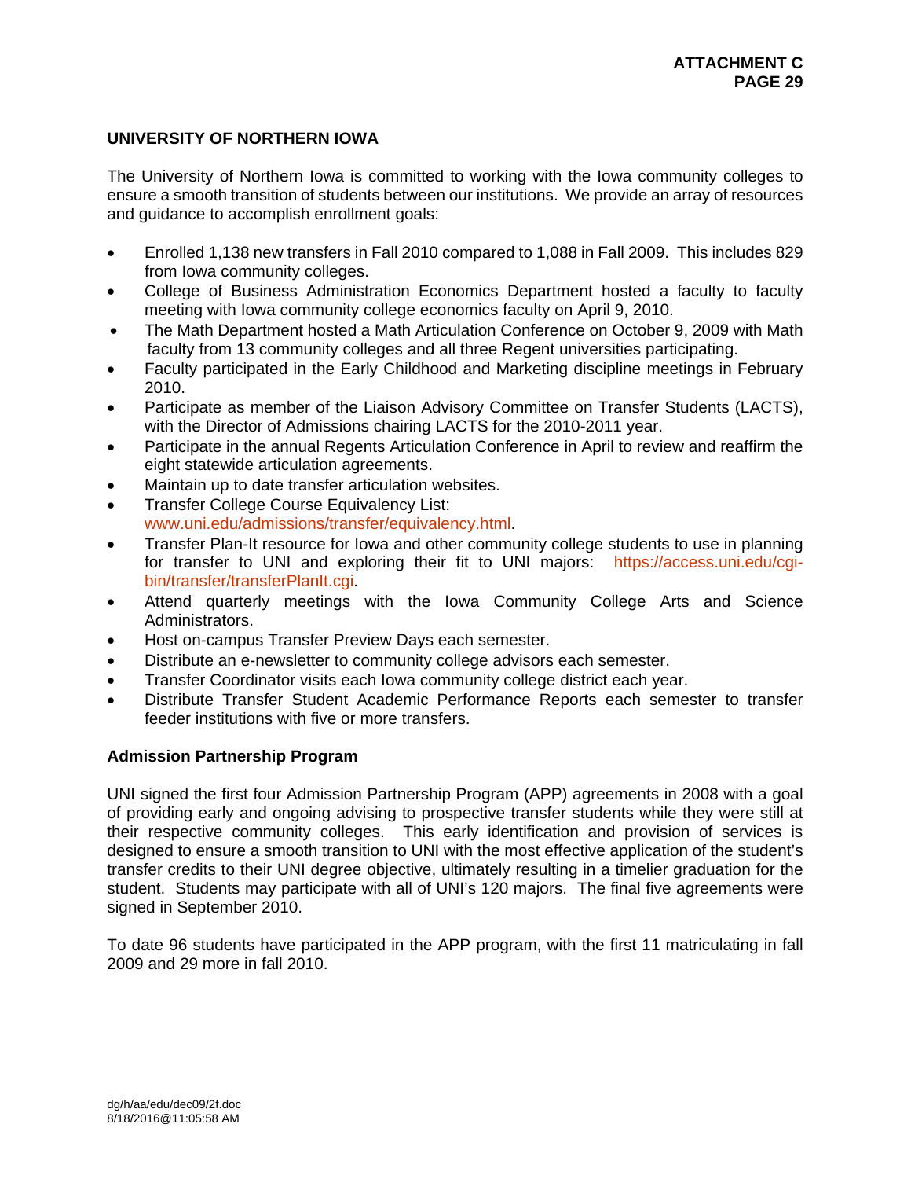## UNIVERSITY OF NORTHERN IOWA

The University of Northern Iowa is committed to working with the Iowa community colleges to ensure a smooth transition of students between our institutions. We provide an array of resources and guidance to accomplish enrollment goals:

- Enrolled 1,138 new transfers in Fall 2010 compared to 1,088 in Fall 2009. This includes 829 from Iowa community colleges.
- College of Business Administration Economics Department hosted a faculty to faculty meeting with Iowa community college economics faculty on April 9, 2010.
- The Math Department hosted a Math Articulation Conference on October 9, 2009 with Math faculty from 13 community colleges and all three Regent universities participating.
- Faculty participated in the Early Childhood and Marketing discipline meetings in February 2010.
- Participate as member of the Liaison Advisory Committee on Transfer Students (LACTS), with the Director of Admissions chairing LACTS for the 2010-2011 year.
- Participate in the annual Regents Articulation Conference in April to review and reaffirm the eight statewide articulation agreements.
- Maintain up to date transfer articulation websites.
- Transfer College Course Equivalency List: www.uni.edu/admissions/transfer/equivalency.html.
- Transfer Plan-It resource for Iowa and other community college students to use in planning for transfer to UNI and exploring their fit to UNI majors: https://access.uni.edu/cgi-bin/transfer/transferPlanIt.cgi.
- Attend quarterly meetings with the Iowa Community College Arts and Science Administrators.
- Host on-campus Transfer Preview Days each semester.
- Distribute an e-newsletter to community college advisors each semester.
- Transfer Coordinator visits each Iowa community college district each year.
- Distribute Transfer Student Academic Performance Reports each semester to transfer feeder institutions with five or more transfers.

### Admission Partnership Program

UNI signed the first four Admission Partnership Program (APP) agreements in 2008 with a goal of providing early and ongoing advising to prospective transfer students while they were still at their respective community colleges. This early identification and provision of services is designed to ensure a smooth transition to UNI with the most effective application of the student's transfer credits to their UNI degree objective, ultimately resulting in a timelier graduation for the student. Students may participate with all of UNI's 120 majors. The final five agreements were signed in September 2010.

To date 96 students have participated in the APP program, with the first 11 matriculating in fall 2009 and 29 more in fall 2010.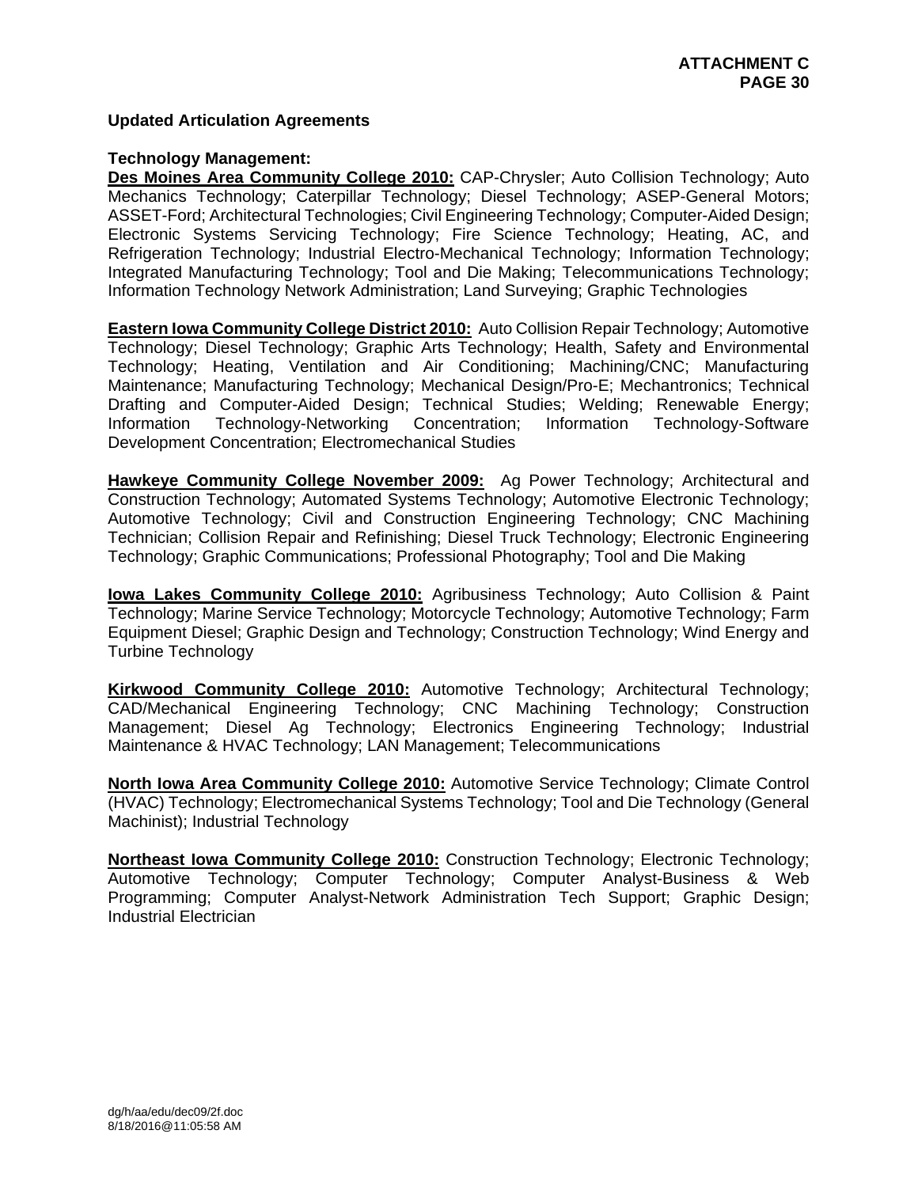**Updated Articulation Agreements**

**Technology Management:**

**Des Moines Area Community College 2010:** CAP-Chrysler; Auto Collision Technology; Auto Mechanics Technology; Caterpillar Technology; Diesel Technology; ASEP-General Motors; ASSET-Ford; Architectural Technologies; Civil Engineering Technology; Computer-Aided Design; Electronic Systems Servicing Technology; Fire Science Technology; Heating, AC, and Refrigeration Technology; Industrial Electro-Mechanical Technology; Information Technology; Integrated Manufacturing Technology; Tool and Die Making; Telecommunications Technology; Information Technology Network Administration; Land Surveying; Graphic Technologies

**Eastern Iowa Community College District 2010:** Auto Collision Repair Technology; Automotive Technology; Diesel Technology; Graphic Arts Technology; Health, Safety and Environmental Technology; Heating, Ventilation and Air Conditioning; Machining/CNC; Manufacturing Maintenance; Manufacturing Technology; Mechanical Design/Pro-E; Mechantronics; Technical Drafting and Computer-Aided Design; Technical Studies; Welding; Renewable Energy; Information Technology-Networking Concentration; Information Technology-Software Development Concentration; Electromechanical Studies

**Hawkeye Community College November 2009:** Ag Power Technology; Architectural and Construction Technology; Automated Systems Technology; Automotive Electronic Technology; Automotive Technology; Civil and Construction Engineering Technology; CNC Machining Technician; Collision Repair and Refinishing; Diesel Truck Technology; Electronic Engineering Technology; Graphic Communications; Professional Photography; Tool and Die Making

**Iowa Lakes Community College 2010:** Agribusiness Technology; Auto Collision & Paint Technology; Marine Service Technology; Motorcycle Technology; Automotive Technology; Farm Equipment Diesel; Graphic Design and Technology; Construction Technology; Wind Energy and Turbine Technology

**Kirkwood Community College 2010:** Automotive Technology; Architectural Technology; CAD/Mechanical Engineering Technology; CNC Machining Technology; Construction Management; Diesel Ag Technology; Electronics Engineering Technology; Industrial Maintenance & HVAC Technology; LAN Management; Telecommunications

**North Iowa Area Community College 2010:** Automotive Service Technology; Climate Control (HVAC) Technology; Electromechanical Systems Technology; Tool and Die Technology (General Machinist); Industrial Technology

**Northeast Iowa Community College 2010:** Construction Technology; Electronic Technology; Automotive Technology; Computer Technology; Computer Analyst-Business & Web Programming; Computer Analyst-Network Administration Tech Support; Graphic Design; Industrial Electrician

dg/h/aa/edu/dec09/2f.doc
8/18/2016@11:05:58 AM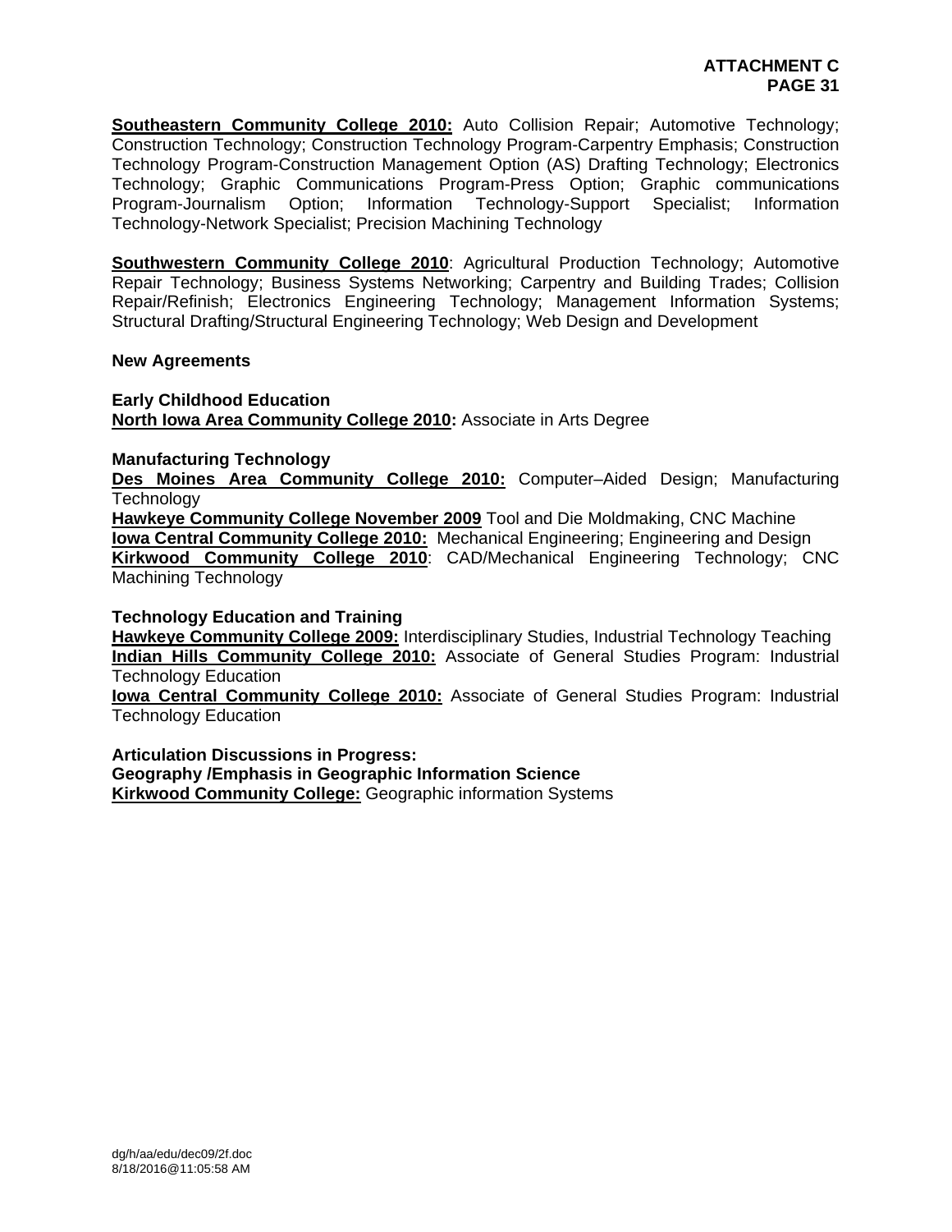**Southeastern Community College 2010:** Auto Collision Repair; Automotive Technology; Construction Technology; Construction Technology Program-Carpentry Emphasis; Construction Technology Program-Construction Management Option (AS) Drafting Technology; Electronics Technology; Graphic Communications Program-Press Option; Graphic communications Program-Journalism Option; Information Technology-Support Specialist; Information Technology-Network Specialist; Precision Machining Technology

**Southwestern Community College 2010**: Agricultural Production Technology; Automotive Repair Technology; Business Systems Networking; Carpentry and Building Trades; Collision Repair/Refinish; Electronics Engineering Technology; Management Information Systems; Structural Drafting/Structural Engineering Technology; Web Design and Development

**New Agreements**

**Early Childhood Education**
**North Iowa Area Community College 2010:** Associate in Arts Degree

**Manufacturing Technology**
**Des Moines Area Community College 2010:** Computer–Aided Design; Manufacturing Technology
**Hawkeye Community College November 2009** Tool and Die Moldmaking, CNC Machine
**Iowa Central Community College 2010:** Mechanical Engineering; Engineering and Design
**Kirkwood Community College 2010**: CAD/Mechanical Engineering Technology; CNC Machining Technology

**Technology Education and Training**
**Hawkeye Community College 2009:** Interdisciplinary Studies, Industrial Technology Teaching
**Indian Hills Community College 2010:** Associate of General Studies Program: Industrial Technology Education
**Iowa Central Community College 2010:** Associate of General Studies Program: Industrial Technology Education

**Articulation Discussions in Progress:**
**Geography /Emphasis in Geographic Information Science**
**Kirkwood Community College:** Geographic information Systems

dg/h/aa/edu/dec09/2f.doc
8/18/2016@11:05:58 AM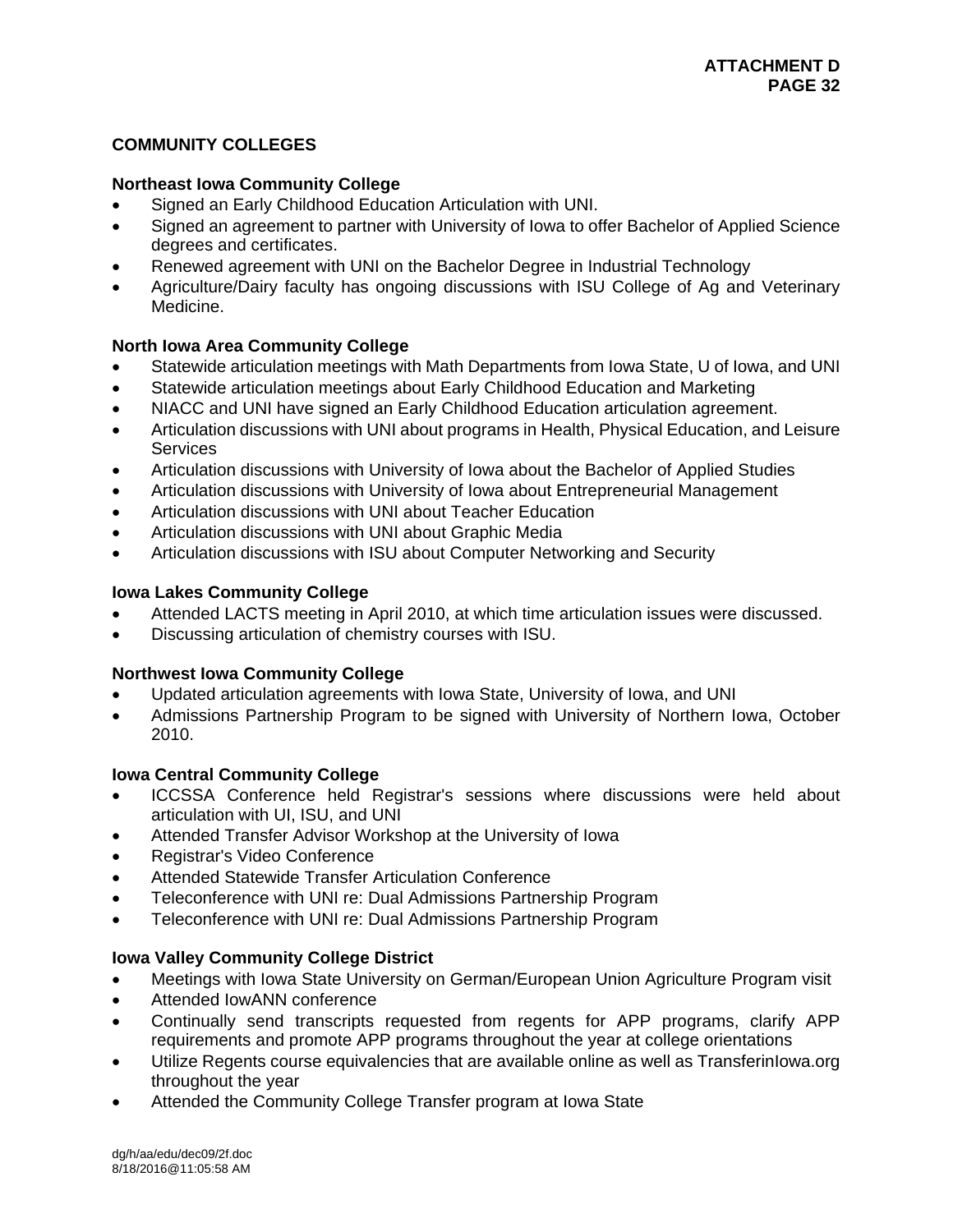## COMMUNITY COLLEGES

### Northeast Iowa Community College

- Signed an Early Childhood Education Articulation with UNI.
- Signed an agreement to partner with University of Iowa to offer Bachelor of Applied Science degrees and certificates.
- Renewed agreement with UNI on the Bachelor Degree in Industrial Technology
- Agriculture/Dairy faculty has ongoing discussions with ISU College of Ag and Veterinary Medicine.

### North Iowa Area Community College

- Statewide articulation meetings with Math Departments from Iowa State, U of Iowa, and UNI
- Statewide articulation meetings about Early Childhood Education and Marketing
- NIACC and UNI have signed an Early Childhood Education articulation agreement.
- Articulation discussions with UNI about programs in Health, Physical Education, and Leisure Services
- Articulation discussions with University of Iowa about the Bachelor of Applied Studies
- Articulation discussions with University of Iowa about Entrepreneurial Management
- Articulation discussions with UNI about Teacher Education
- Articulation discussions with UNI about Graphic Media
- Articulation discussions with ISU about Computer Networking and Security

### Iowa Lakes Community College

- Attended LACTS meeting in April 2010, at which time articulation issues were discussed.
- Discussing articulation of chemistry courses with ISU.

### Northwest Iowa Community College

- Updated articulation agreements with Iowa State, University of Iowa, and UNI
- Admissions Partnership Program to be signed with University of Northern Iowa, October 2010.

### Iowa Central Community College

- ICCSSA Conference held Registrar's sessions where discussions were held about articulation with UI, ISU, and UNI
- Attended Transfer Advisor Workshop at the University of Iowa
- Registrar's Video Conference
- Attended Statewide Transfer Articulation Conference
- Teleconference with UNI re: Dual Admissions Partnership Program
- Teleconference with UNI re: Dual Admissions Partnership Program

### Iowa Valley Community College District

- Meetings with Iowa State University on German/European Union Agriculture Program visit
- Attended IowANN conference
- Continually send transcripts requested from regents for APP programs, clarify APP requirements and promote APP programs throughout the year at college orientations
- Utilize Regents course equivalencies that are available online as well as TransferinIowa.org throughout the year
- Attended the Community College Transfer program at Iowa State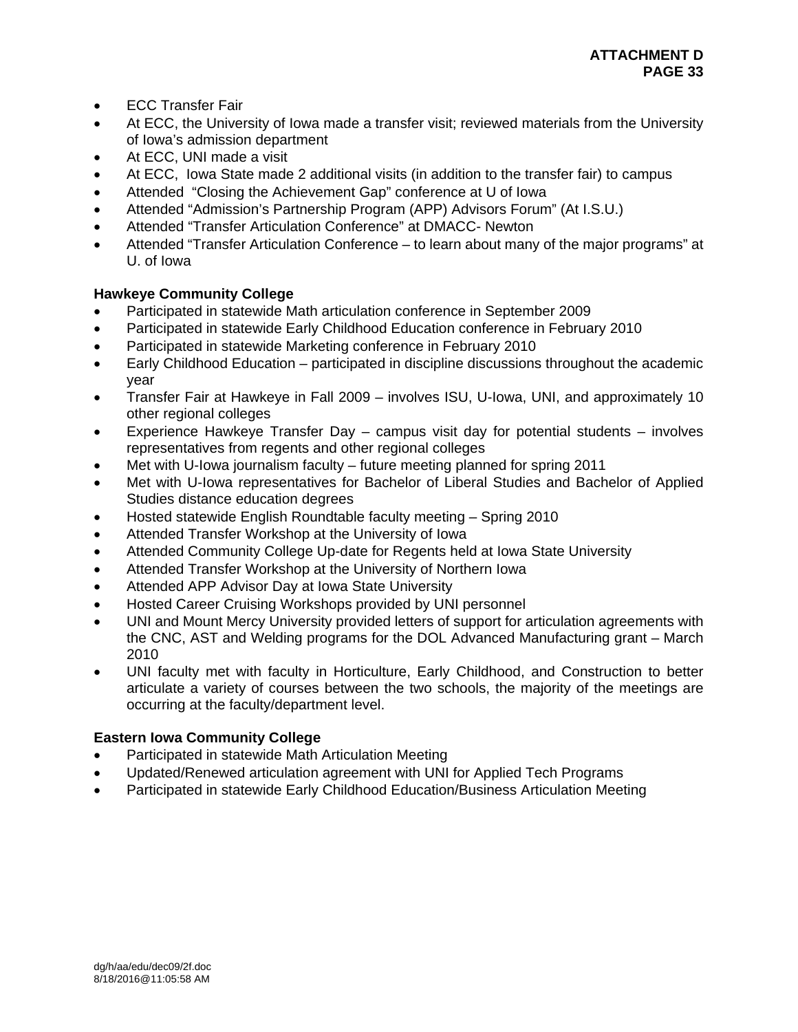- ECC Transfer Fair
- At ECC, the University of Iowa made a transfer visit; reviewed materials from the University of Iowa's admission department
- At ECC, UNI made a visit
- At ECC, Iowa State made 2 additional visits (in addition to the transfer fair) to campus
- Attended "Closing the Achievement Gap" conference at U of Iowa
- Attended "Admission's Partnership Program (APP) Advisors Forum" (At I.S.U.)
- Attended "Transfer Articulation Conference" at DMACC- Newton
- Attended "Transfer Articulation Conference – to learn about many of the major programs" at U. of Iowa

**Hawkeye Community College**

- Participated in statewide Math articulation conference in September 2009
- Participated in statewide Early Childhood Education conference in February 2010
- Participated in statewide Marketing conference in February 2010
- Early Childhood Education – participated in discipline discussions throughout the academic year
- Transfer Fair at Hawkeye in Fall 2009 – involves ISU, U-Iowa, UNI, and approximately 10 other regional colleges
- Experience Hawkeye Transfer Day – campus visit day for potential students – involves representatives from regents and other regional colleges
- Met with U-Iowa journalism faculty – future meeting planned for spring 2011
- Met with U-Iowa representatives for Bachelor of Liberal Studies and Bachelor of Applied Studies distance education degrees
- Hosted statewide English Roundtable faculty meeting – Spring 2010
- Attended Transfer Workshop at the University of Iowa
- Attended Community College Up-date for Regents held at Iowa State University
- Attended Transfer Workshop at the University of Northern Iowa
- Attended APP Advisor Day at Iowa State University
- Hosted Career Cruising Workshops provided by UNI personnel
- UNI and Mount Mercy University provided letters of support for articulation agreements with the CNC, AST and Welding programs for the DOL Advanced Manufacturing grant – March 2010
- UNI faculty met with faculty in Horticulture, Early Childhood, and Construction to better articulate a variety of courses between the two schools, the majority of the meetings are occurring at the faculty/department level.

**Eastern Iowa Community College**

- Participated in statewide Math Articulation Meeting
- Updated/Renewed articulation agreement with UNI for Applied Tech Programs
- Participated in statewide Early Childhood Education/Business Articulation Meeting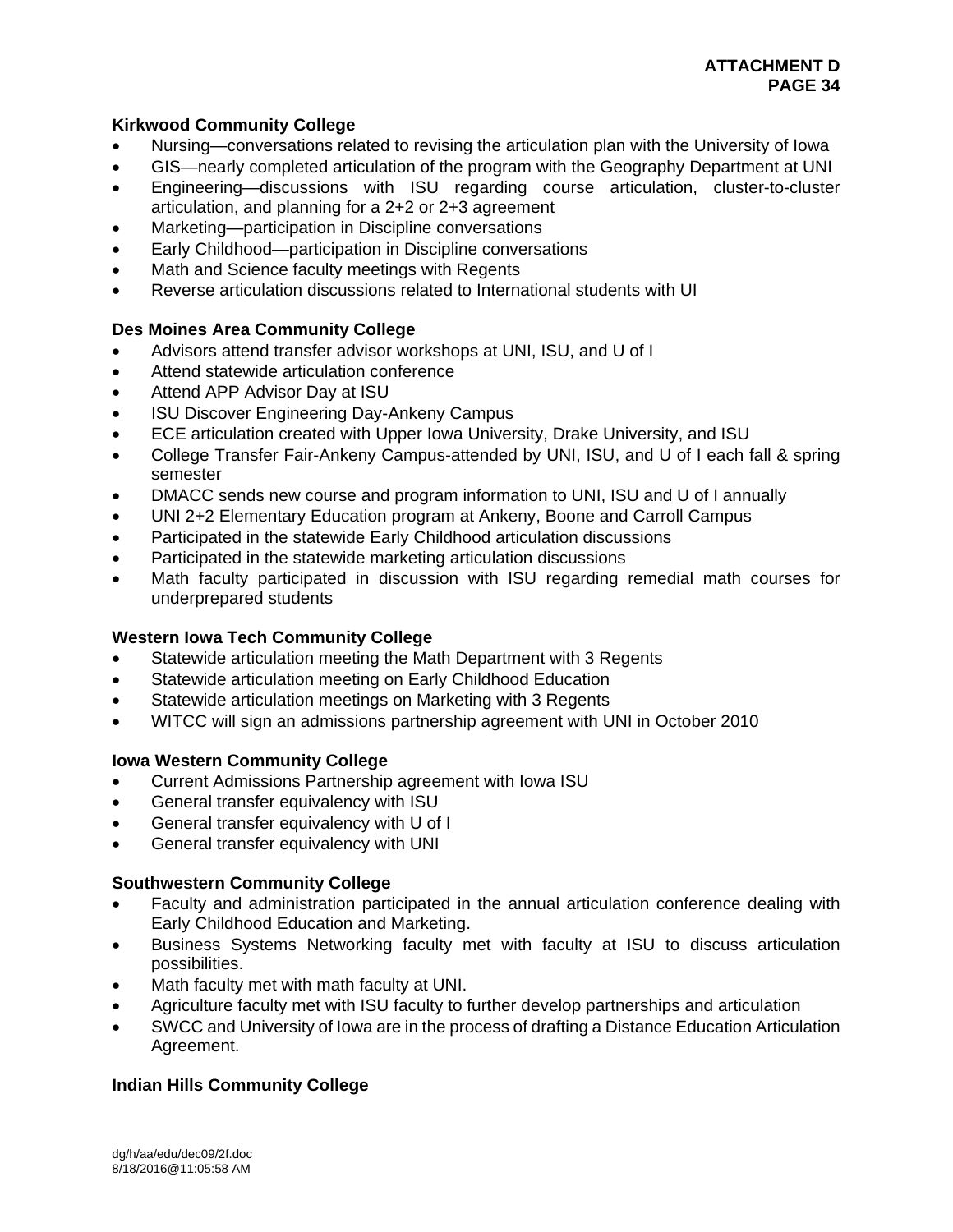**Kirkwood Community College**

- Nursing—conversations related to revising the articulation plan with the University of Iowa
- GIS—nearly completed articulation of the program with the Geography Department at UNI
- Engineering—discussions with ISU regarding course articulation, cluster-to-cluster articulation, and planning for a 2+2 or 2+3 agreement
- Marketing—participation in Discipline conversations
- Early Childhood—participation in Discipline conversations
- Math and Science faculty meetings with Regents
- Reverse articulation discussions related to International students with UI

**Des Moines Area Community College**

- Advisors attend transfer advisor workshops at UNI, ISU, and U of I
- Attend statewide articulation conference
- Attend APP Advisor Day at ISU
- ISU Discover Engineering Day-Ankeny Campus
- ECE articulation created with Upper Iowa University, Drake University, and ISU
- College Transfer Fair-Ankeny Campus-attended by UNI, ISU, and U of I each fall & spring semester
- DMACC sends new course and program information to UNI, ISU and U of I annually
- UNI 2+2 Elementary Education program at Ankeny, Boone and Carroll Campus
- Participated in the statewide Early Childhood articulation discussions
- Participated in the statewide marketing articulation discussions
- Math faculty participated in discussion with ISU regarding remedial math courses for underprepared students

**Western Iowa Tech Community College**

- Statewide articulation meeting the Math Department with 3 Regents
- Statewide articulation meeting on Early Childhood Education
- Statewide articulation meetings on Marketing with 3 Regents
- WITCC will sign an admissions partnership agreement with UNI in October 2010

**Iowa Western Community College**

- Current Admissions Partnership agreement with Iowa ISU
- General transfer equivalency with ISU
- General transfer equivalency with U of I
- General transfer equivalency with UNI

**Southwestern Community College**

- Faculty and administration participated in the annual articulation conference dealing with Early Childhood Education and Marketing.
- Business Systems Networking faculty met with faculty at ISU to discuss articulation possibilities.
- Math faculty met with math faculty at UNI.
- Agriculture faculty met with ISU faculty to further develop partnerships and articulation
- SWCC and University of Iowa are in the process of drafting a Distance Education Articulation Agreement.

**Indian Hills Community College**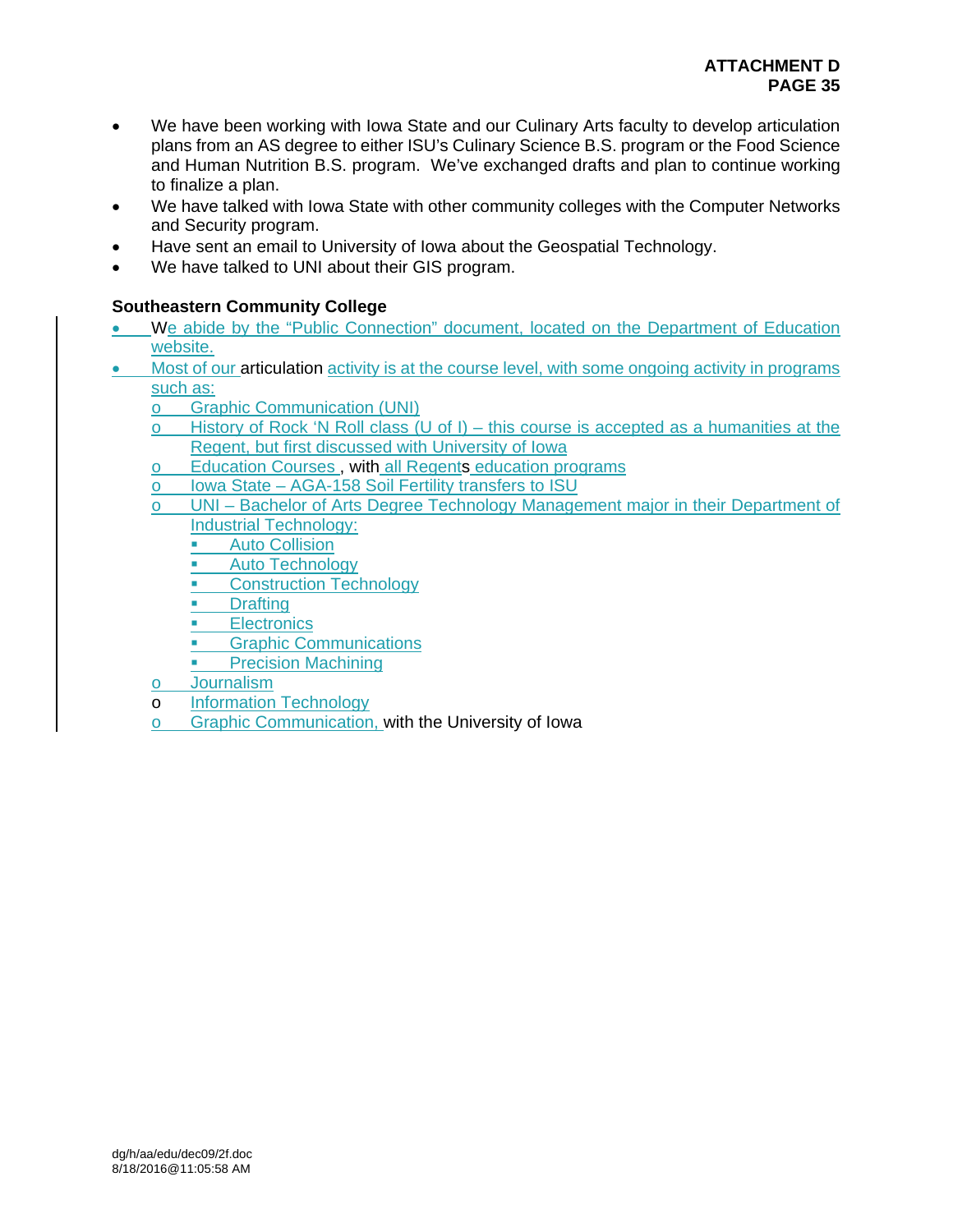- We have been working with Iowa State and our Culinary Arts faculty to develop articulation plans from an AS degree to either ISU's Culinary Science B.S. program or the Food Science and Human Nutrition B.S. program. We've exchanged drafts and plan to continue working to finalize a plan.
- We have talked with Iowa State with other community colleges with the Computer Networks and Security program.
- Have sent an email to University of Iowa about the Geospatial Technology.
- We have talked to UNI about their GIS program.

**Southeastern Community College**

- We abide by the "Public Connection" document, located on the Department of Education website.
- Most of our articulation activity is at the course level, with some ongoing activity in programs such as:
  - Graphic Communication (UNI)
  - History of Rock 'N Roll class (U of I) – this course is accepted as a humanities at the Regent, but first discussed with University of Iowa
  - Education Courses , with all Regents education programs
  - Iowa State – AGA-158 Soil Fertility transfers to ISU
  - UNI – Bachelor of Arts Degree Technology Management major in their Department of Industrial Technology:
    - Auto Collision
    - Auto Technology
    - Construction Technology
    - Drafting
    - Electronics
    - Graphic Communications
    - Precision Machining
  - Journalism
  - Information Technology
  - Graphic Communication, with the University of Iowa

dg/h/aa/edu/dec09/2f.doc
8/18/2016@11:05:58 AM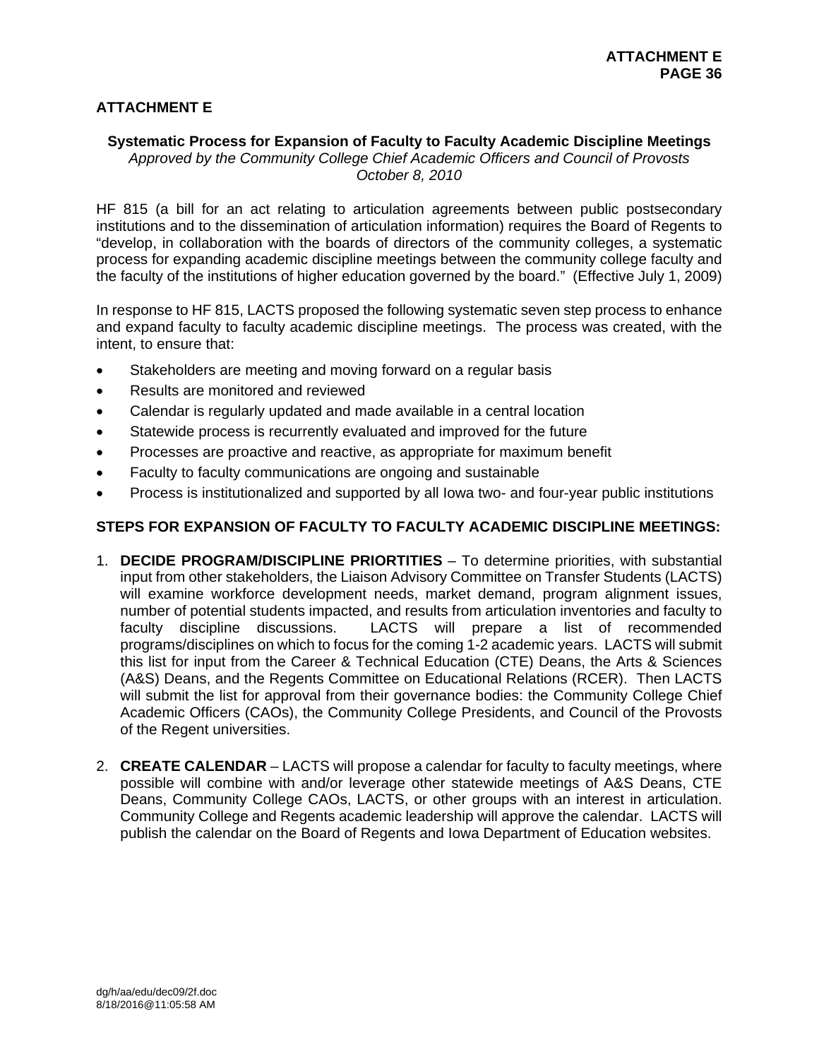## ATTACHMENT E

**Systematic Process for Expansion of Faculty to Faculty Academic Discipline Meetings**
*Approved by the Community College Chief Academic Officers and Council of Provosts*
*October 8, 2010*

HF 815 (a bill for an act relating to articulation agreements between public postsecondary institutions and to the dissemination of articulation information) requires the Board of Regents to "develop, in collaboration with the boards of directors of the community colleges, a systematic process for expanding academic discipline meetings between the community college faculty and the faculty of the institutions of higher education governed by the board." (Effective July 1, 2009)

In response to HF 815, LACTS proposed the following systematic seven step process to enhance and expand faculty to faculty academic discipline meetings. The process was created, with the intent, to ensure that:

- Stakeholders are meeting and moving forward on a regular basis
- Results are monitored and reviewed
- Calendar is regularly updated and made available in a central location
- Statewide process is recurrently evaluated and improved for the future
- Processes are proactive and reactive, as appropriate for maximum benefit
- Faculty to faculty communications are ongoing and sustainable
- Process is institutionalized and supported by all Iowa two- and four-year public institutions

### STEPS FOR EXPANSION OF FACULTY TO FACULTY ACADEMIC DISCIPLINE MEETINGS:

1. **DECIDE PROGRAM/DISCIPLINE PRIORTITIES** – To determine priorities, with substantial input from other stakeholders, the Liaison Advisory Committee on Transfer Students (LACTS) will examine workforce development needs, market demand, program alignment issues, number of potential students impacted, and results from articulation inventories and faculty to faculty discipline discussions. LACTS will prepare a list of recommended programs/disciplines on which to focus for the coming 1-2 academic years. LACTS will submit this list for input from the Career & Technical Education (CTE) Deans, the Arts & Sciences (A&S) Deans, and the Regents Committee on Educational Relations (RCER). Then LACTS will submit the list for approval from their governance bodies: the Community College Chief Academic Officers (CAOs), the Community College Presidents, and Council of the Provosts of the Regent universities.

2. **CREATE CALENDAR** – LACTS will propose a calendar for faculty to faculty meetings, where possible will combine with and/or leverage other statewide meetings of A&S Deans, CTE Deans, Community College CAOs, LACTS, or other groups with an interest in articulation. Community College and Regents academic leadership will approve the calendar. LACTS will publish the calendar on the Board of Regents and Iowa Department of Education websites.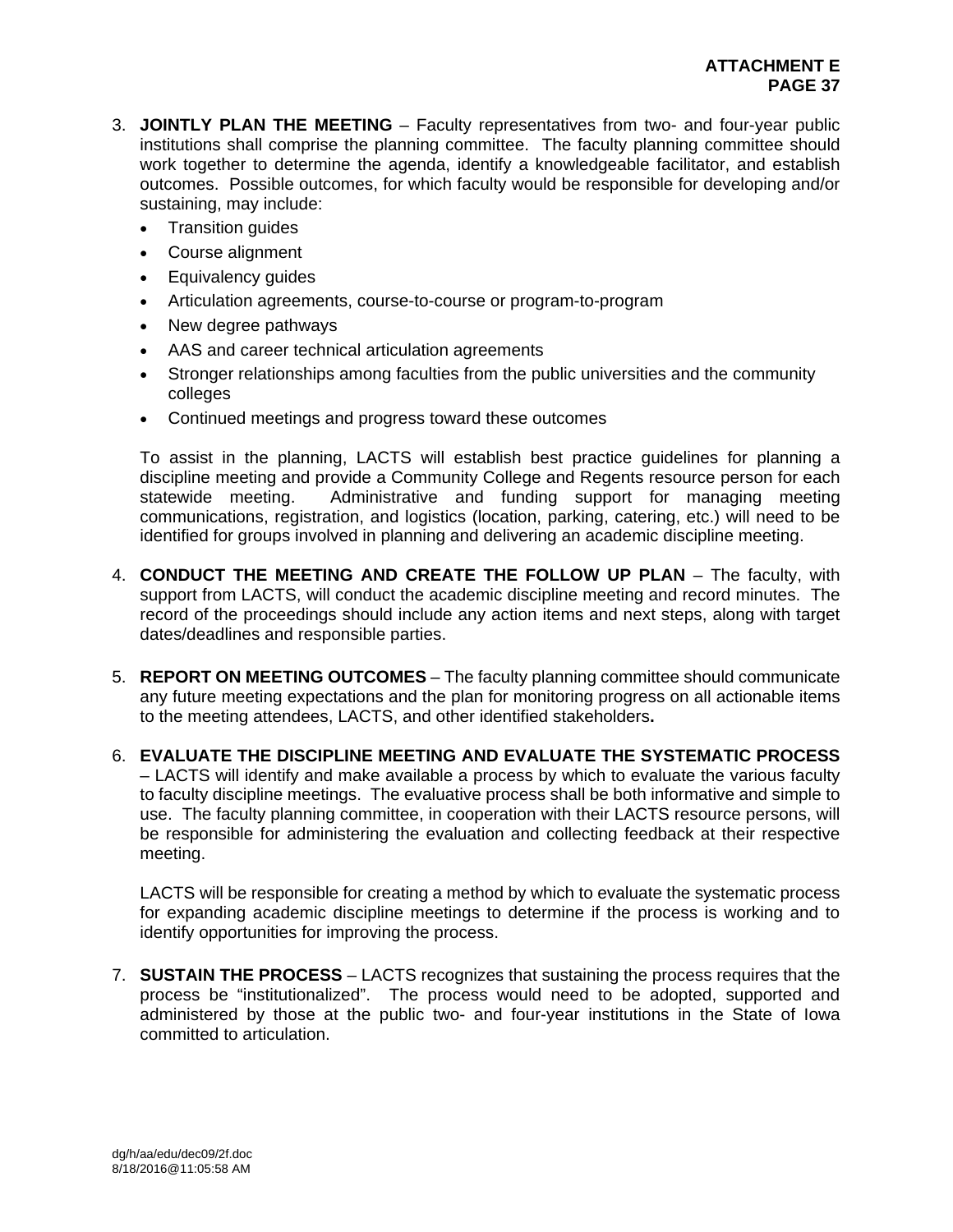3. **JOINTLY PLAN THE MEETING** – Faculty representatives from two- and four-year public institutions shall comprise the planning committee. The faculty planning committee should work together to determine the agenda, identify a knowledgeable facilitator, and establish outcomes. Possible outcomes, for which faculty would be responsible for developing and/or sustaining, may include:
   - Transition guides
   - Course alignment
   - Equivalency guides
   - Articulation agreements, course-to-course or program-to-program
   - New degree pathways
   - AAS and career technical articulation agreements
   - Stronger relationships among faculties from the public universities and the community colleges
   - Continued meetings and progress toward these outcomes

   To assist in the planning, LACTS will establish best practice guidelines for planning a discipline meeting and provide a Community College and Regents resource person for each statewide meeting. Administrative and funding support for managing meeting communications, registration, and logistics (location, parking, catering, etc.) will need to be identified for groups involved in planning and delivering an academic discipline meeting.

4. **CONDUCT THE MEETING AND CREATE THE FOLLOW UP PLAN** – The faculty, with support from LACTS, will conduct the academic discipline meeting and record minutes. The record of the proceedings should include any action items and next steps, along with target dates/deadlines and responsible parties.

5. **REPORT ON MEETING OUTCOMES** – The faculty planning committee should communicate any future meeting expectations and the plan for monitoring progress on all actionable items to the meeting attendees, LACTS, and other identified stakeholders**.**

6. **EVALUATE THE DISCIPLINE MEETING AND EVALUATE THE SYSTEMATIC PROCESS** – LACTS will identify and make available a process by which to evaluate the various faculty to faculty discipline meetings. The evaluative process shall be both informative and simple to use. The faculty planning committee, in cooperation with their LACTS resource persons, will be responsible for administering the evaluation and collecting feedback at their respective meeting.

   LACTS will be responsible for creating a method by which to evaluate the systematic process for expanding academic discipline meetings to determine if the process is working and to identify opportunities for improving the process.

7. **SUSTAIN THE PROCESS** – LACTS recognizes that sustaining the process requires that the process be "institutionalized". The process would need to be adopted, supported and administered by those at the public two- and four-year institutions in the State of Iowa committed to articulation.